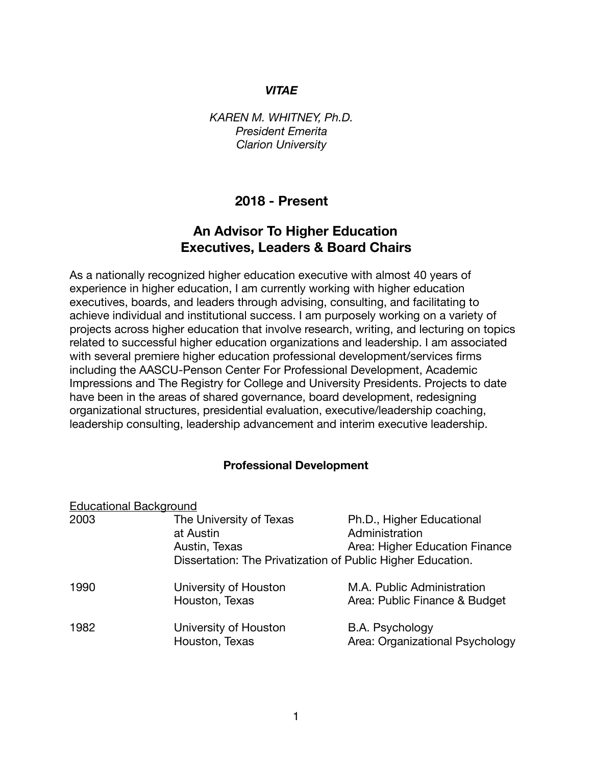***VITAE***

*KAREN M. WHITNEY, Ph.D.*
*President Emerita*
*Clarion University*

## 2018 - Present

## An Advisor To Higher Education Executives, Leaders & Board Chairs

As a nationally recognized higher education executive with almost 40 years of experience in higher education, I am currently working with higher education executives, boards, and leaders through advising, consulting, and facilitating to achieve individual and institutional success. I am purposely working on a variety of projects across higher education that involve research, writing, and lecturing on topics related to successful higher education organizations and leadership. I am associated with several premiere higher education professional development/services firms including the AASCU-Penson Center For Professional Development, Academic Impressions and The Registry for College and University Presidents. Projects to date have been in the areas of shared governance, board development, redesigning organizational structures, presidential evaluation, executive/leadership coaching, leadership consulting, leadership advancement and interim executive leadership.

### Professional Development

<u>Educational Background</u>

| | | |
|---|---|---|
| 2003 | The University of Texas at Austin<br>Austin, Texas | Ph.D., Higher Educational Administration<br>Area: Higher Education Finance |
| | Dissertation: The Privatization of Public Higher Education. | |
| 1990 | University of Houston<br>Houston, Texas | M.A. Public Administration<br>Area: Public Finance & Budget |
| 1982 | University of Houston<br>Houston, Texas | B.A. Psychology<br>Area: Organizational Psychology |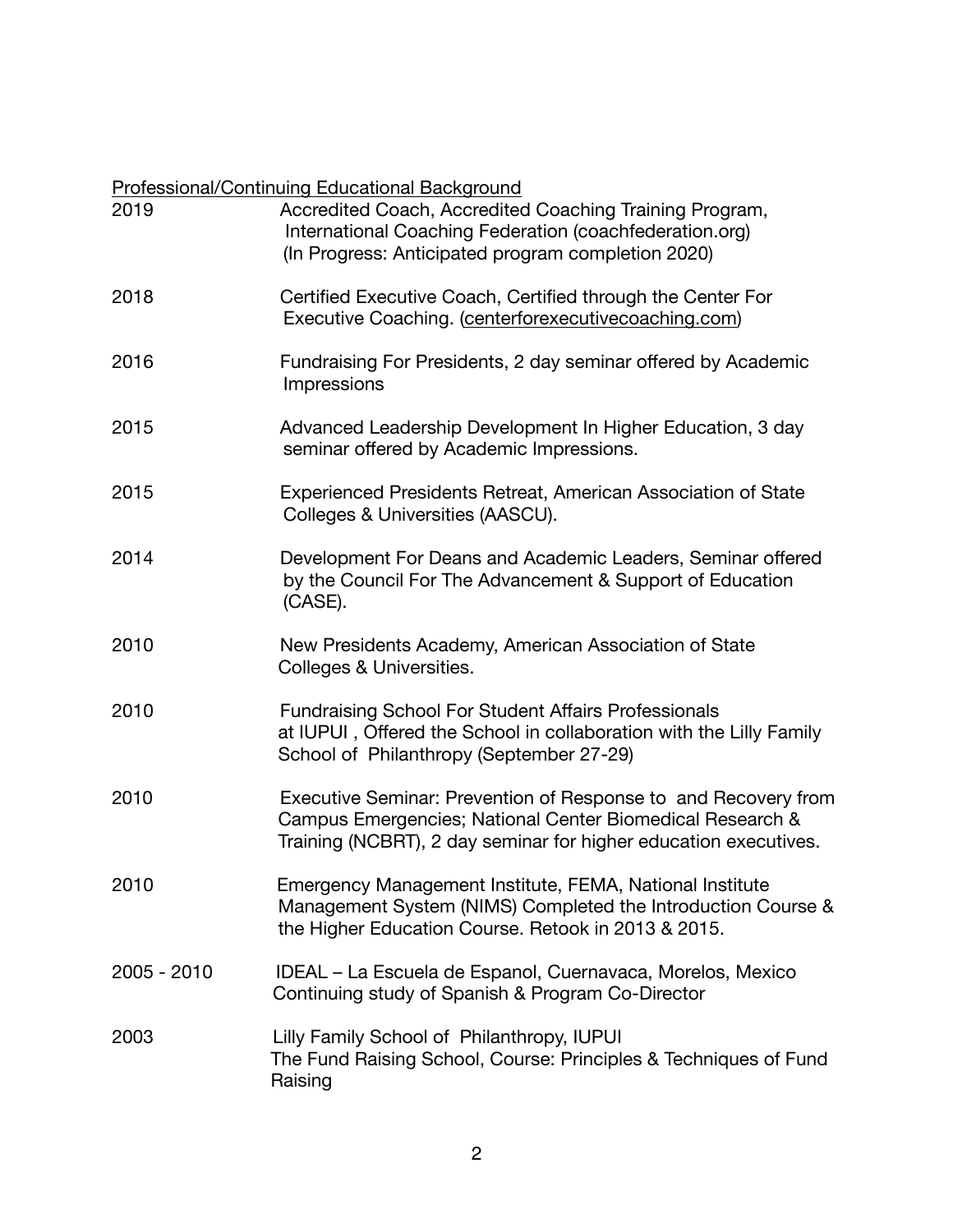Professional/Continuing Educational Background

| | |
|---|---|
| 2019 | Accredited Coach, Accredited Coaching Training Program, International Coaching Federation (coachfederation.org) (In Progress: Anticipated program completion 2020) |
| 2018 | Certified Executive Coach, Certified through the Center For Executive Coaching. (centerforexecutivecoaching.com) |
| 2016 | Fundraising For Presidents, 2 day seminar offered by Academic Impressions |
| 2015 | Advanced Leadership Development In Higher Education, 3 day seminar offered by Academic Impressions. |
| 2015 | Experienced Presidents Retreat, American Association of State Colleges & Universities (AASCU). |
| 2014 | Development For Deans and Academic Leaders, Seminar offered by the Council For The Advancement & Support of Education (CASE). |
| 2010 | New Presidents Academy, American Association of State Colleges & Universities. |
| 2010 | Fundraising School For Student Affairs Professionals at IUPUI , Offered the School in collaboration with the Lilly Family School of Philanthropy (September 27-29) |
| 2010 | Executive Seminar: Prevention of Response to and Recovery from Campus Emergencies; National Center Biomedical Research & Training (NCBRT), 2 day seminar for higher education executives. |
| 2010 | Emergency Management Institute, FEMA, National Institute Management System (NIMS) Completed the Introduction Course & the Higher Education Course. Retook in 2013 & 2015. |
| 2005 - 2010 | IDEAL – La Escuela de Espanol, Cuernavaca, Morelos, Mexico Continuing study of Spanish & Program Co-Director |
| 2003 | Lilly Family School of Philanthropy, IUPUI The Fund Raising School, Course: Principles & Techniques of Fund Raising |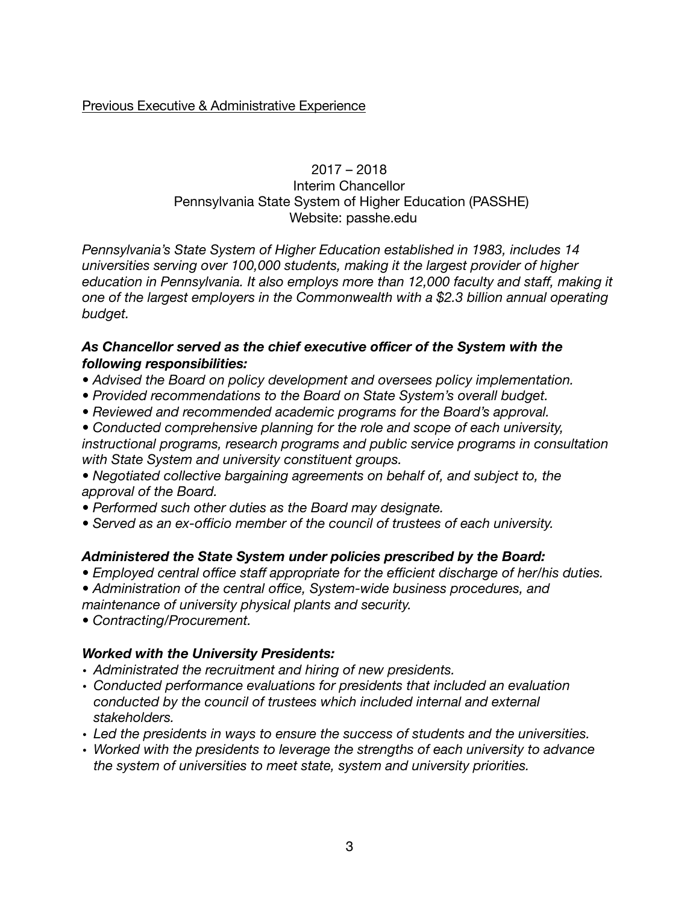<u>Previous Executive & Administrative Experience</u>

2017 – 2018
Interim Chancellor
Pennsylvania State System of Higher Education (PASSHE)
Website: passhe.edu

*Pennsylvania's State System of Higher Education established in 1983, includes 14 universities serving over 100,000 students, making it the largest provider of higher education in Pennsylvania. It also employs more than 12,000 faculty and staff, making it one of the largest employers in the Commonwealth with a $2.3 billion annual operating budget.*

***As Chancellor served as the chief executive officer of the System with the following responsibilities:***

- *Advised the Board on policy development and oversees policy implementation.*
- *Provided recommendations to the Board on State System's overall budget.*
- *Reviewed and recommended academic programs for the Board's approval.*
- *Conducted comprehensive planning for the role and scope of each university, instructional programs, research programs and public service programs in consultation with State System and university constituent groups.*
- *Negotiated collective bargaining agreements on behalf of, and subject to, the approval of the Board.*
- *Performed such other duties as the Board may designate.*
- *Served as an ex-officio member of the council of trustees of each university.*

***Administered the State System under policies prescribed by the Board:***

- *Employed central office staff appropriate for the efficient discharge of her/his duties.*
- *Administration of the central office, System-wide business procedures, and maintenance of university physical plants and security.*
- *Contracting/Procurement.*

***Worked with the University Presidents:***

- *Administrated the recruitment and hiring of new presidents.*
- *Conducted performance evaluations for presidents that included an evaluation conducted by the council of trustees which included internal and external stakeholders.*
- *Led the presidents in ways to ensure the success of students and the universities.*
- *Worked with the presidents to leverage the strengths of each university to advance the system of universities to meet state, system and university priorities.*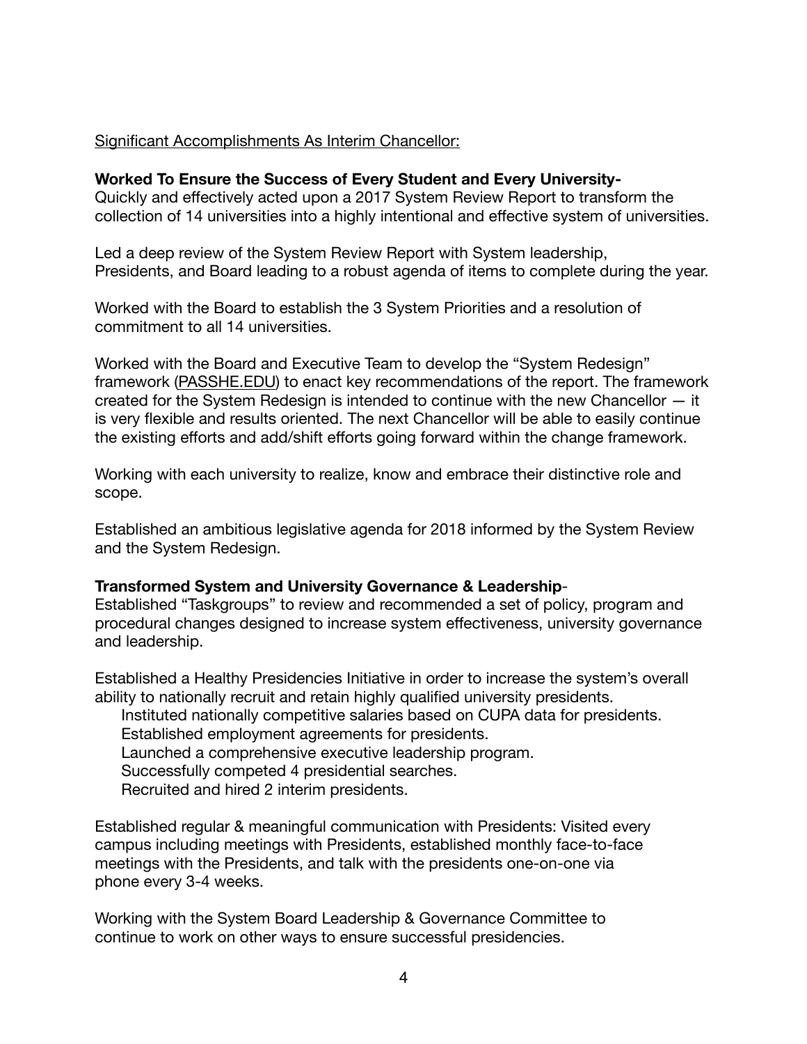Significant Accomplishments As Interim Chancellor:

**Worked To Ensure the Success of Every Student and Every University-**
Quickly and effectively acted upon a 2017 System Review Report to transform the collection of 14 universities into a highly intentional and effective system of universities.

Led a deep review of the System Review Report with System leadership, Presidents, and Board leading to a robust agenda of items to complete during the year.

Worked with the Board to establish the 3 System Priorities and a resolution of commitment to all 14 universities.

Worked with the Board and Executive Team to develop the "System Redesign" framework (PASSHE.EDU) to enact key recommendations of the report. The framework created for the System Redesign is intended to continue with the new Chancellor — it is very flexible and results oriented. The next Chancellor will be able to easily continue the existing efforts and add/shift efforts going forward within the change framework.

Working with each university to realize, know and embrace their distinctive role and scope.

Established an ambitious legislative agenda for 2018 informed by the System Review and the System Redesign.

**Transformed System and University Governance & Leadership**-
Established "Taskgroups" to review and recommended a set of policy, program and procedural changes designed to increase system effectiveness, university governance and leadership.

Established a Healthy Presidencies Initiative in order to increase the system's overall ability to nationally recruit and retain highly qualified university presidents.

- Instituted nationally competitive salaries based on CUPA data for presidents.
- Established employment agreements for presidents.
- Launched a comprehensive executive leadership program.
- Successfully competed 4 presidential searches.
- Recruited and hired 2 interim presidents.

Established regular & meaningful communication with Presidents: Visited every campus including meetings with Presidents, established monthly face-to-face meetings with the Presidents, and talk with the presidents one-on-one via phone every 3-4 weeks.

Working with the System Board Leadership & Governance Committee to continue to work on other ways to ensure successful presidencies.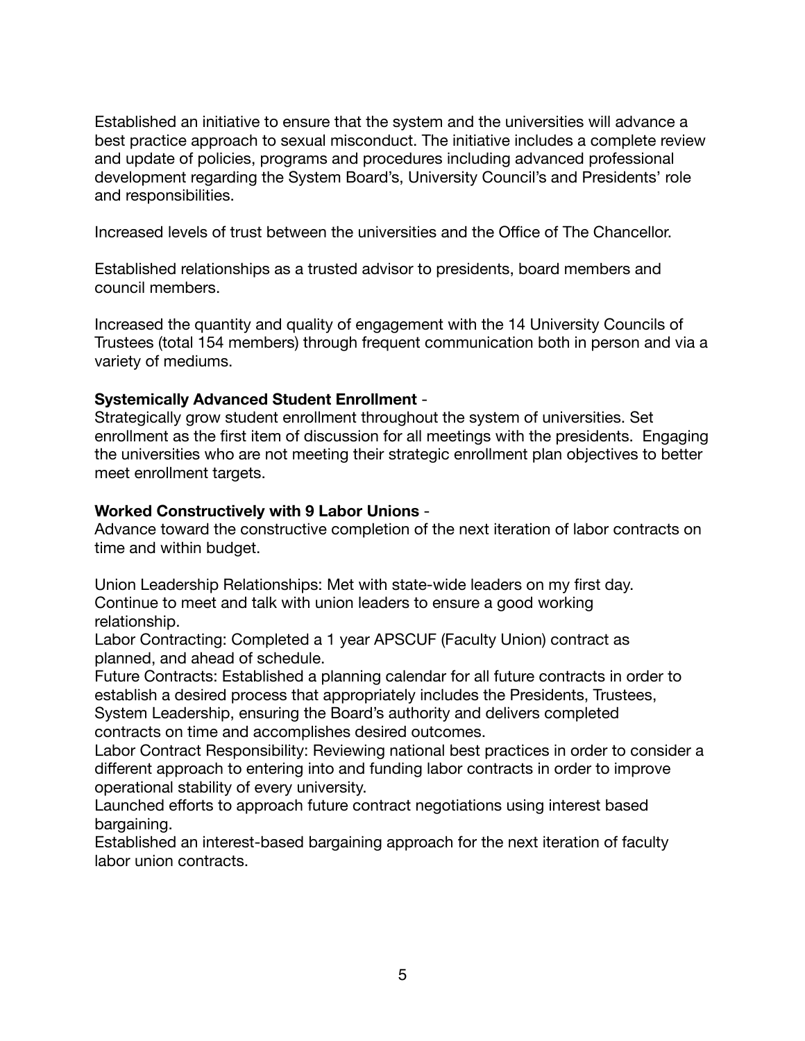Established an initiative to ensure that the system and the universities will advance a best practice approach to sexual misconduct. The initiative includes a complete review and update of policies, programs and procedures including advanced professional development regarding the System Board's, University Council's and Presidents' role and responsibilities.

Increased levels of trust between the universities and the Office of The Chancellor.

Established relationships as a trusted advisor to presidents, board members and council members.

Increased the quantity and quality of engagement with the 14 University Councils of Trustees (total 154 members) through frequent communication both in person and via a variety of mediums.

**Systemically Advanced Student Enrollment** -
Strategically grow student enrollment throughout the system of universities. Set enrollment as the first item of discussion for all meetings with the presidents. Engaging the universities who are not meeting their strategic enrollment plan objectives to better meet enrollment targets.

**Worked Constructively with 9 Labor Unions** -
Advance toward the constructive completion of the next iteration of labor contracts on time and within budget.

Union Leadership Relationships: Met with state-wide leaders on my first day. Continue to meet and talk with union leaders to ensure a good working relationship.
Labor Contracting: Completed a 1 year APSCUF (Faculty Union) contract as planned, and ahead of schedule.
Future Contracts: Established a planning calendar for all future contracts in order to establish a desired process that appropriately includes the Presidents, Trustees, System Leadership, ensuring the Board's authority and delivers completed contracts on time and accomplishes desired outcomes.
Labor Contract Responsibility: Reviewing national best practices in order to consider a different approach to entering into and funding labor contracts in order to improve operational stability of every university.
Launched efforts to approach future contract negotiations using interest based bargaining.
Established an interest-based bargaining approach for the next iteration of faculty labor union contracts.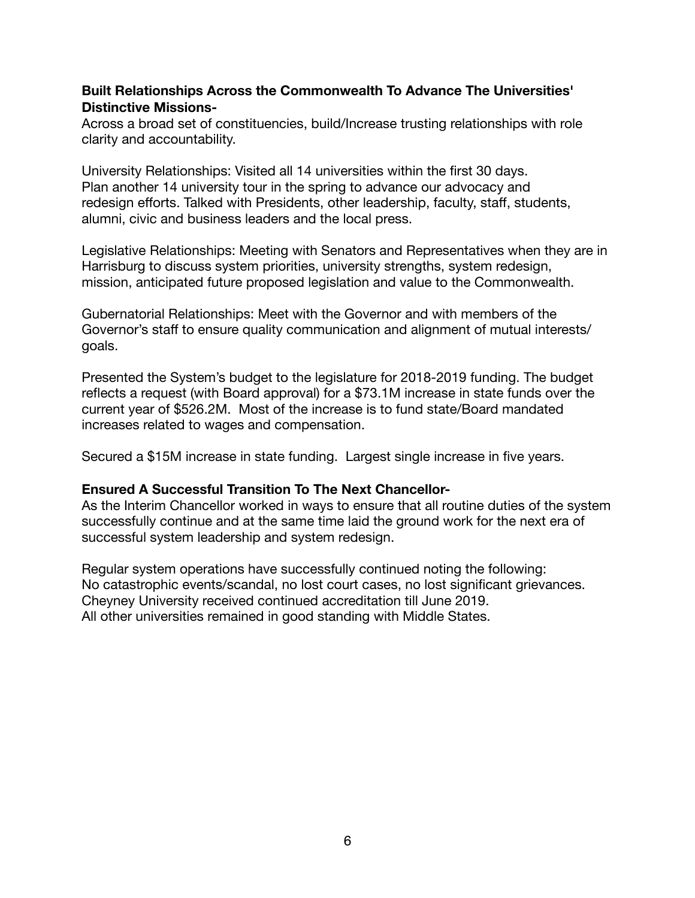**Built Relationships Across the Commonwealth To Advance The Universities' Distinctive Missions-**
Across a broad set of constituencies, build/Increase trusting relationships with role clarity and accountability.

University Relationships: Visited all 14 universities within the first 30 days.
Plan another 14 university tour in the spring to advance our advocacy and redesign efforts. Talked with Presidents, other leadership, faculty, staff, students, alumni, civic and business leaders and the local press.

Legislative Relationships: Meeting with Senators and Representatives when they are in Harrisburg to discuss system priorities, university strengths, system redesign, mission, anticipated future proposed legislation and value to the Commonwealth.

Gubernatorial Relationships: Meet with the Governor and with members of the Governor's staff to ensure quality communication and alignment of mutual interests/ goals.

Presented the System's budget to the legislature for 2018-2019 funding. The budget reflects a request (with Board approval) for a $73.1M increase in state funds over the current year of $526.2M. Most of the increase is to fund state/Board mandated increases related to wages and compensation.

Secured a $15M increase in state funding. Largest single increase in five years.

**Ensured A Successful Transition To The Next Chancellor-**
As the Interim Chancellor worked in ways to ensure that all routine duties of the system successfully continue and at the same time laid the ground work for the next era of successful system leadership and system redesign.

Regular system operations have successfully continued noting the following:
No catastrophic events/scandal, no lost court cases, no lost significant grievances.
Cheyney University received continued accreditation till June 2019.
All other universities remained in good standing with Middle States.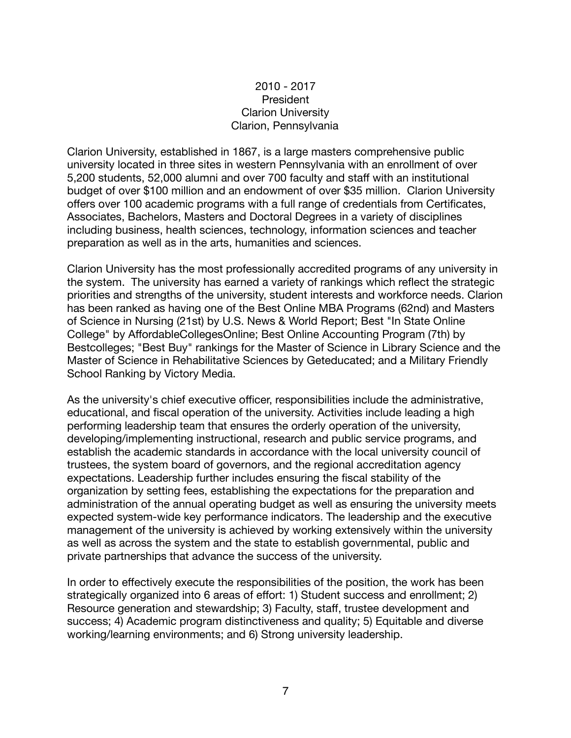**2010 - 2017**
**President**
**Clarion University**
**Clarion, Pennsylvania**

Clarion University, established in 1867, is a large masters comprehensive public university located in three sites in western Pennsylvania with an enrollment of over 5,200 students, 52,000 alumni and over 700 faculty and staff with an institutional budget of over $100 million and an endowment of over $35 million. Clarion University offers over 100 academic programs with a full range of credentials from Certificates, Associates, Bachelors, Masters and Doctoral Degrees in a variety of disciplines including business, health sciences, technology, information sciences and teacher preparation as well as in the arts, humanities and sciences.

Clarion University has the most professionally accredited programs of any university in the system. The university has earned a variety of rankings which reflect the strategic priorities and strengths of the university, student interests and workforce needs. Clarion has been ranked as having one of the Best Online MBA Programs (62nd) and Masters of Science in Nursing (21st) by U.S. News & World Report; Best "In State Online College" by AffordableCollegesOnline; Best Online Accounting Program (7th) by Bestcolleges; "Best Buy" rankings for the Master of Science in Library Science and the Master of Science in Rehabilitative Sciences by Geteducated; and a Military Friendly School Ranking by Victory Media.

As the university's chief executive officer, responsibilities include the administrative, educational, and fiscal operation of the university. Activities include leading a high performing leadership team that ensures the orderly operation of the university, developing/implementing instructional, research and public service programs, and establish the academic standards in accordance with the local university council of trustees, the system board of governors, and the regional accreditation agency expectations. Leadership further includes ensuring the fiscal stability of the organization by setting fees, establishing the expectations for the preparation and administration of the annual operating budget as well as ensuring the university meets expected system-wide key performance indicators. The leadership and the executive management of the university is achieved by working extensively within the university as well as across the system and the state to establish governmental, public and private partnerships that advance the success of the university.

In order to effectively execute the responsibilities of the position, the work has been strategically organized into 6 areas of effort: 1) Student success and enrollment; 2) Resource generation and stewardship; 3) Faculty, staff, trustee development and success; 4) Academic program distinctiveness and quality; 5) Equitable and diverse working/learning environments; and 6) Strong university leadership.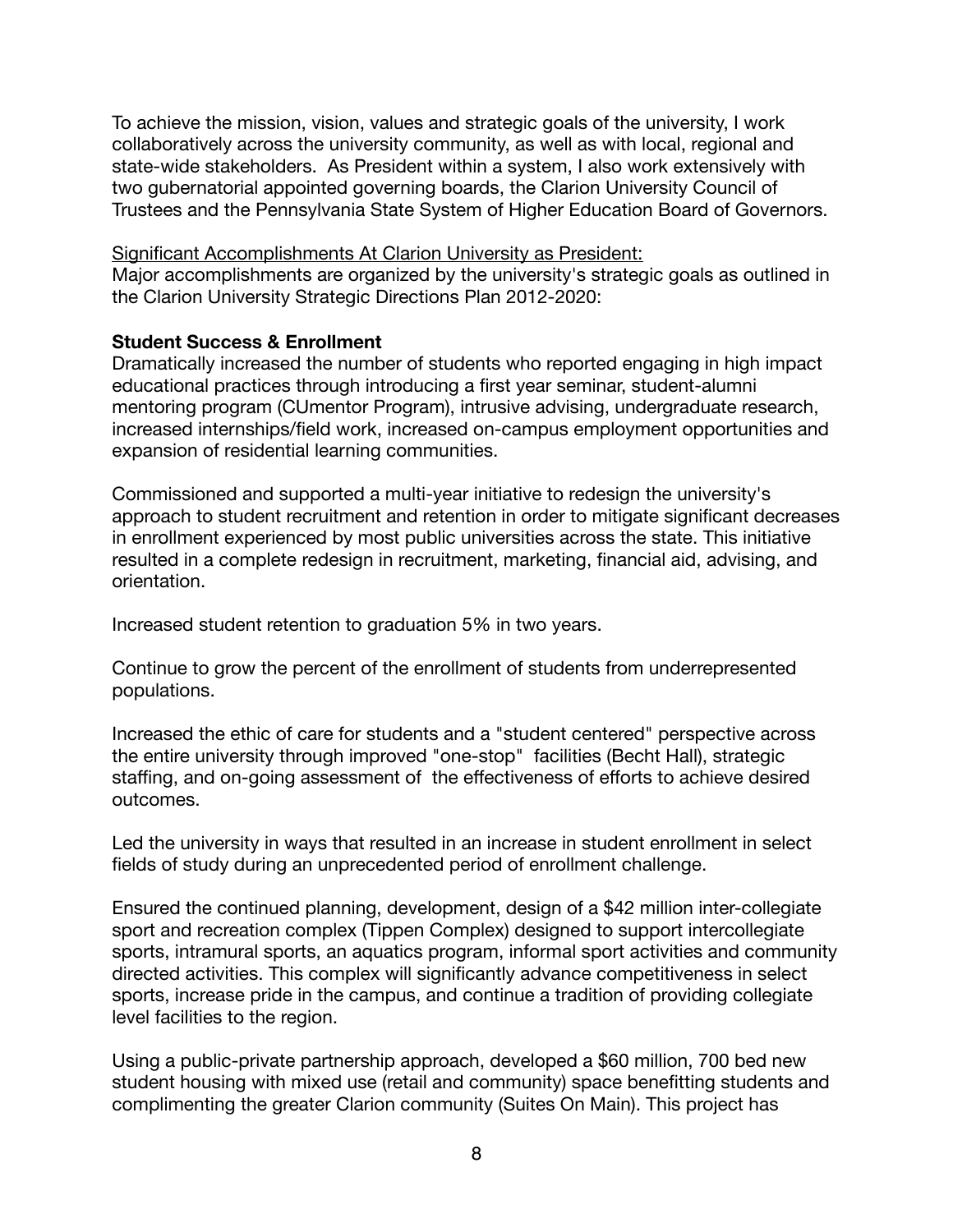To achieve the mission, vision, values and strategic goals of the university, I work collaboratively across the university community, as well as with local, regional and state-wide stakeholders.  As President within a system, I also work extensively with two gubernatorial appointed governing boards, the Clarion University Council of Trustees and the Pennsylvania State System of Higher Education Board of Governors.

<u>Significant Accomplishments At Clarion University as President:</u>
Major accomplishments are organized by the university's strategic goals as outlined in the Clarion University Strategic Directions Plan 2012-2020:

**Student Success & Enrollment**
Dramatically increased the number of students who reported engaging in high impact educational practices through introducing a first year seminar, student-alumni mentoring program (CUmentor Program), intrusive advising, undergraduate research, increased internships/field work, increased on-campus employment opportunities and expansion of residential learning communities.

Commissioned and supported a multi-year initiative to redesign the university's approach to student recruitment and retention in order to mitigate significant decreases in enrollment experienced by most public universities across the state. This initiative resulted in a complete redesign in recruitment, marketing, financial aid, advising, and orientation.

Increased student retention to graduation 5% in two years.

Continue to grow the percent of the enrollment of students from underrepresented populations.

Increased the ethic of care for students and a "student centered" perspective across the entire university through improved "one-stop" facilities (Becht Hall), strategic staffing, and on-going assessment of the effectiveness of efforts to achieve desired outcomes.

Led the university in ways that resulted in an increase in student enrollment in select fields of study during an unprecedented period of enrollment challenge.

Ensured the continued planning, development, design of a $42 million inter-collegiate sport and recreation complex (Tippen Complex) designed to support intercollegiate sports, intramural sports, an aquatics program, informal sport activities and community directed activities. This complex will significantly advance competitiveness in select sports, increase pride in the campus, and continue a tradition of providing collegiate level facilities to the region.

Using a public-private partnership approach, developed a $60 million, 700 bed new student housing with mixed use (retail and community) space benefitting students and complimenting the greater Clarion community (Suites On Main). This project has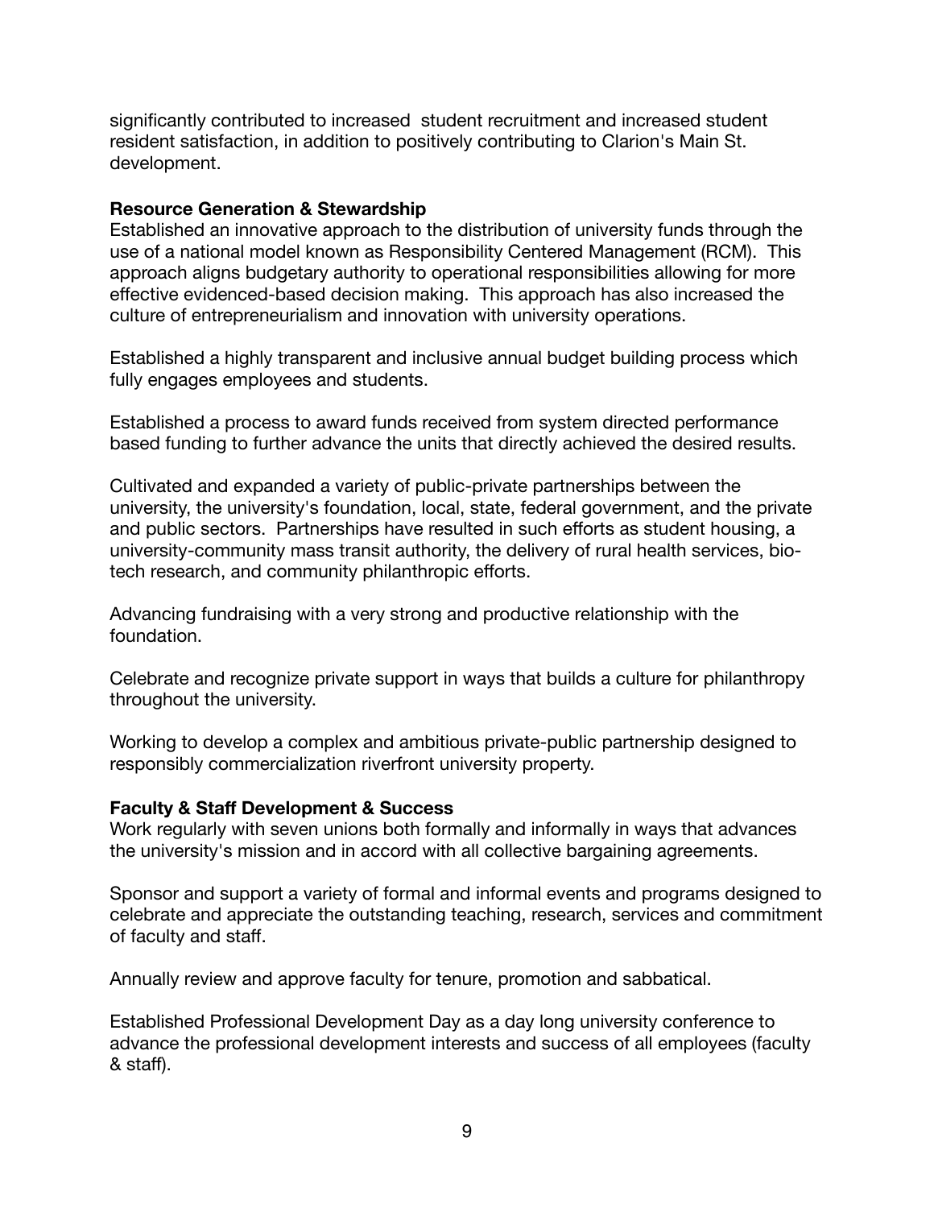significantly contributed to increased  student recruitment and increased student resident satisfaction, in addition to positively contributing to Clarion's Main St. development.

**Resource Generation & Stewardship**

Established an innovative approach to the distribution of university funds through the use of a national model known as Responsibility Centered Management (RCM).  This approach aligns budgetary authority to operational responsibilities allowing for more effective evidenced-based decision making.  This approach has also increased the culture of entrepreneurialism and innovation with university operations.

Established a highly transparent and inclusive annual budget building process which fully engages employees and students.

Established a process to award funds received from system directed performance based funding to further advance the units that directly achieved the desired results.

Cultivated and expanded a variety of public-private partnerships between the university, the university's foundation, local, state, federal government, and the private and public sectors.  Partnerships have resulted in such efforts as student housing, a university-community mass transit authority, the delivery of rural health services, bio-tech research, and community philanthropic efforts.

Advancing fundraising with a very strong and productive relationship with the foundation.

Celebrate and recognize private support in ways that builds a culture for philanthropy throughout the university.

Working to develop a complex and ambitious private-public partnership designed to responsibly commercialization riverfront university property.

**Faculty & Staff Development & Success**

Work regularly with seven unions both formally and informally in ways that advances the university's mission and in accord with all collective bargaining agreements.

Sponsor and support a variety of formal and informal events and programs designed to celebrate and appreciate the outstanding teaching, research, services and commitment of faculty and staff.

Annually review and approve faculty for tenure, promotion and sabbatical.

Established Professional Development Day as a day long university conference to advance the professional development interests and success of all employees (faculty & staff).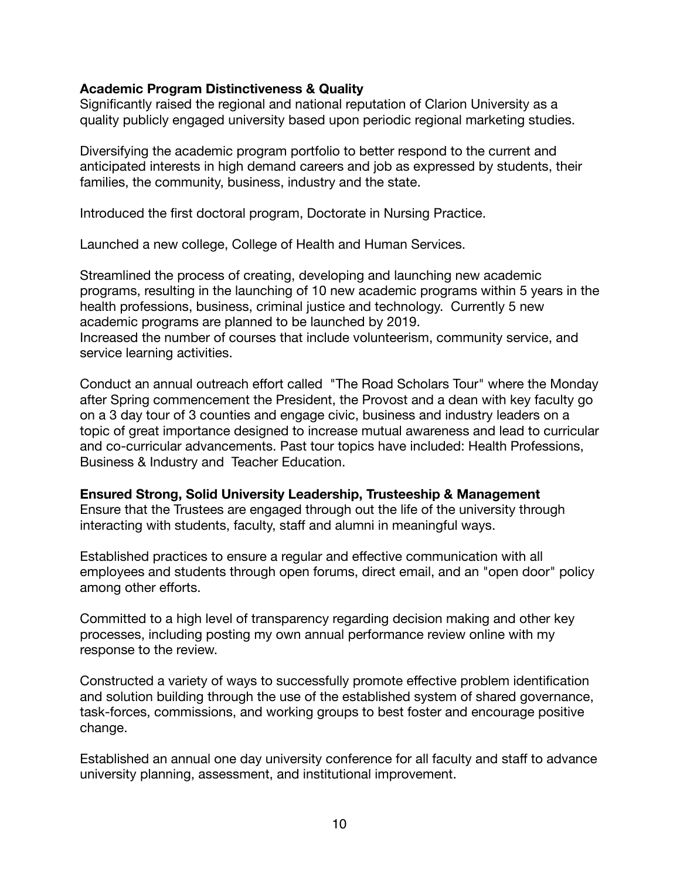**Academic Program Distinctiveness & Quality**
Significantly raised the regional and national reputation of Clarion University as a quality publicly engaged university based upon periodic regional marketing studies.

Diversifying the academic program portfolio to better respond to the current and anticipated interests in high demand careers and job as expressed by students, their families, the community, business, industry and the state.

Introduced the first doctoral program, Doctorate in Nursing Practice.

Launched a new college, College of Health and Human Services.

Streamlined the process of creating, developing and launching new academic programs, resulting in the launching of 10 new academic programs within 5 years in the health professions, business, criminal justice and technology. Currently 5 new academic programs are planned to be launched by 2019.
Increased the number of courses that include volunteerism, community service, and service learning activities.

Conduct an annual outreach effort called "The Road Scholars Tour" where the Monday after Spring commencement the President, the Provost and a dean with key faculty go on a 3 day tour of 3 counties and engage civic, business and industry leaders on a topic of great importance designed to increase mutual awareness and lead to curricular and co-curricular advancements. Past tour topics have included: Health Professions, Business & Industry and Teacher Education.

**Ensured Strong, Solid University Leadership, Trusteeship & Management**
Ensure that the Trustees are engaged through out the life of the university through interacting with students, faculty, staff and alumni in meaningful ways.

Established practices to ensure a regular and effective communication with all employees and students through open forums, direct email, and an "open door" policy among other efforts.

Committed to a high level of transparency regarding decision making and other key processes, including posting my own annual performance review online with my response to the review.

Constructed a variety of ways to successfully promote effective problem identification and solution building through the use of the established system of shared governance, task-forces, commissions, and working groups to best foster and encourage positive change.

Established an annual one day university conference for all faculty and staff to advance university planning, assessment, and institutional improvement.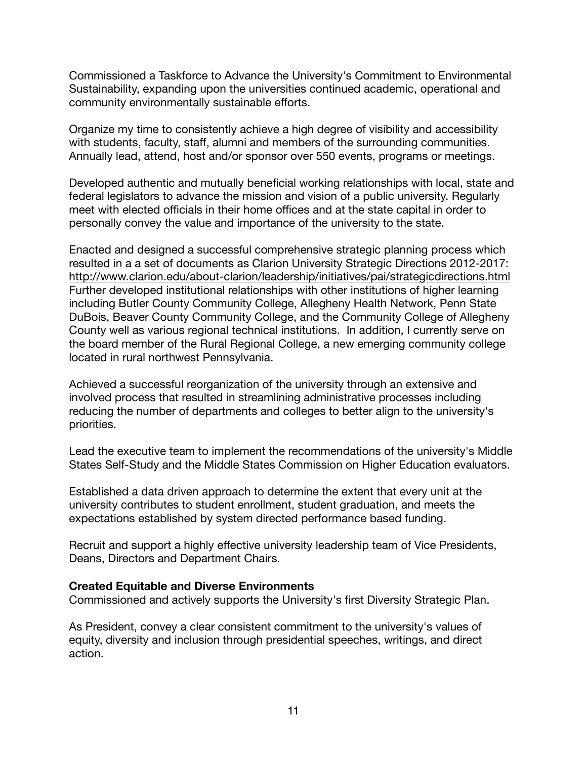Commissioned a Taskforce to Advance the University's Commitment to Environmental Sustainability, expanding upon the universities continued academic, operational and community environmentally sustainable efforts.

Organize my time to consistently achieve a high degree of visibility and accessibility with students, faculty, staff, alumni and members of the surrounding communities. Annually lead, attend, host and/or sponsor over 550 events, programs or meetings.

Developed authentic and mutually beneficial working relationships with local, state and federal legislators to advance the mission and vision of a public university. Regularly meet with elected officials in their home offices and at the state capital in order to personally convey the value and importance of the university to the state.

Enacted and designed a successful comprehensive strategic planning process which resulted in a a set of documents as Clarion University Strategic Directions 2012-2017: http://www.clarion.edu/about-clarion/leadership/initiatives/pai/strategicdirections.html
Further developed institutional relationships with other institutions of higher learning including Butler County Community College, Allegheny Health Network, Penn State DuBois, Beaver County Community College, and the Community College of Allegheny County well as various regional technical institutions. In addition, I currently serve on the board member of the Rural Regional College, a new emerging community college located in rural northwest Pennsylvania.

Achieved a successful reorganization of the university through an extensive and involved process that resulted in streamlining administrative processes including reducing the number of departments and colleges to better align to the university's priorities.

Lead the executive team to implement the recommendations of the university's Middle States Self-Study and the Middle States Commission on Higher Education evaluators.

Established a data driven approach to determine the extent that every unit at the university contributes to student enrollment, student graduation, and meets the expectations established by system directed performance based funding.

Recruit and support a highly effective university leadership team of Vice Presidents, Deans, Directors and Department Chairs.

**Created Equitable and Diverse Environments**
Commissioned and actively supports the University's first Diversity Strategic Plan.

As President, convey a clear consistent commitment to the university's values of equity, diversity and inclusion through presidential speeches, writings, and direct action.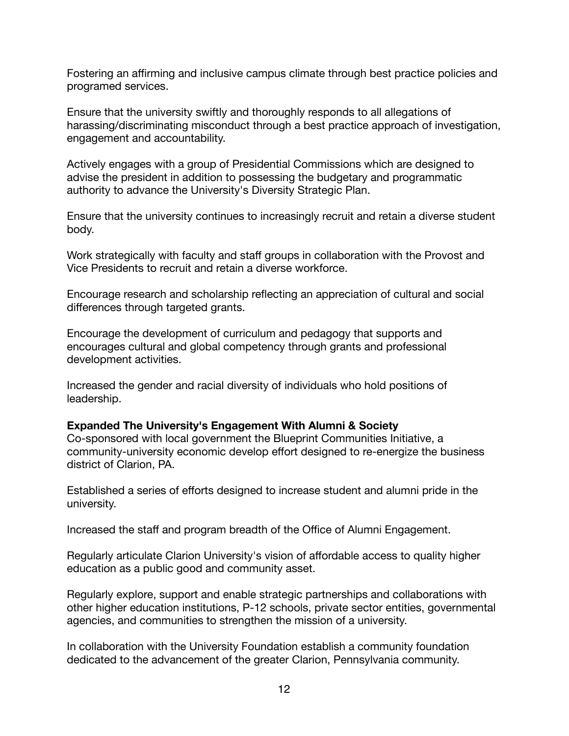Fostering an affirming and inclusive campus climate through best practice policies and programed services.

Ensure that the university swiftly and thoroughly responds to all allegations of harassing/discriminating misconduct through a best practice approach of investigation, engagement and accountability.

Actively engages with a group of Presidential Commissions which are designed to advise the president in addition to possessing the budgetary and programmatic authority to advance the University's Diversity Strategic Plan.

Ensure that the university continues to increasingly recruit and retain a diverse student body.

Work strategically with faculty and staff groups in collaboration with the Provost and Vice Presidents to recruit and retain a diverse workforce.

Encourage research and scholarship reflecting an appreciation of cultural and social differences through targeted grants.

Encourage the development of curriculum and pedagogy that supports and encourages cultural and global competency through grants and professional development activities.

Increased the gender and racial diversity of individuals who hold positions of leadership.

**Expanded The University's Engagement With Alumni & Society**

Co-sponsored with local government the Blueprint Communities Initiative, a community-university economic develop effort designed to re-energize the business district of Clarion, PA.

Established a series of efforts designed to increase student and alumni pride in the university.

Increased the staff and program breadth of the Office of Alumni Engagement.

Regularly articulate Clarion University's vision of affordable access to quality higher education as a public good and community asset.

Regularly explore, support and enable strategic partnerships and collaborations with other higher education institutions, P-12 schools, private sector entities, governmental agencies, and communities to strengthen the mission of a university.

In collaboration with the University Foundation establish a community foundation dedicated to the advancement of the greater Clarion, Pennsylvania community.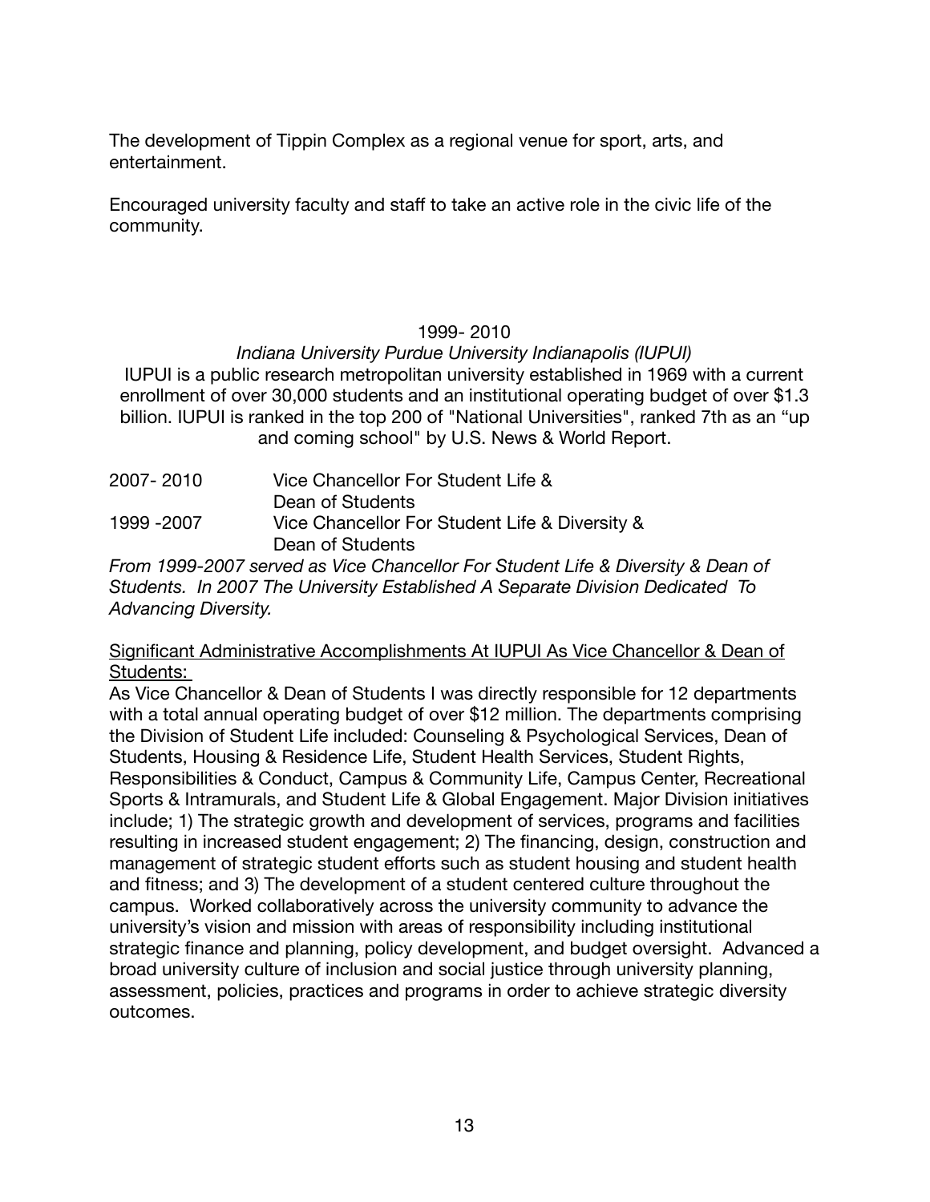The development of Tippin Complex as a regional venue for sport, arts, and entertainment.

Encouraged university faculty and staff to take an active role in the civic life of the community.

1999- 2010

*Indiana University Purdue University Indianapolis (IUPUI)*

IUPUI is a public research metropolitan university established in 1969 with a current enrollment of over 30,000 students and an institutional operating budget of over $1.3 billion. IUPUI is ranked in the top 200 of "National Universities", ranked 7th as an "up and coming school" by U.S. News & World Report.

| | |
|---|---|
| 2007- 2010 | Vice Chancellor For Student Life & Dean of Students |
| 1999 -2007 | Vice Chancellor For Student Life & Diversity & Dean of Students |

*From 1999-2007 served as Vice Chancellor For Student Life & Diversity & Dean of Students. In 2007 The University Established A Separate Division Dedicated To Advancing Diversity.*

<u>Significant Administrative Accomplishments At IUPUI As Vice Chancellor & Dean of Students:</u>

As Vice Chancellor & Dean of Students I was directly responsible for 12 departments with a total annual operating budget of over $12 million. The departments comprising the Division of Student Life included: Counseling & Psychological Services, Dean of Students, Housing & Residence Life, Student Health Services, Student Rights, Responsibilities & Conduct, Campus & Community Life, Campus Center, Recreational Sports & Intramurals, and Student Life & Global Engagement. Major Division initiatives include; 1) The strategic growth and development of services, programs and facilities resulting in increased student engagement; 2) The financing, design, construction and management of strategic student efforts such as student housing and student health and fitness; and 3) The development of a student centered culture throughout the campus. Worked collaboratively across the university community to advance the university's vision and mission with areas of responsibility including institutional strategic finance and planning, policy development, and budget oversight. Advanced a broad university culture of inclusion and social justice through university planning, assessment, policies, practices and programs in order to achieve strategic diversity outcomes.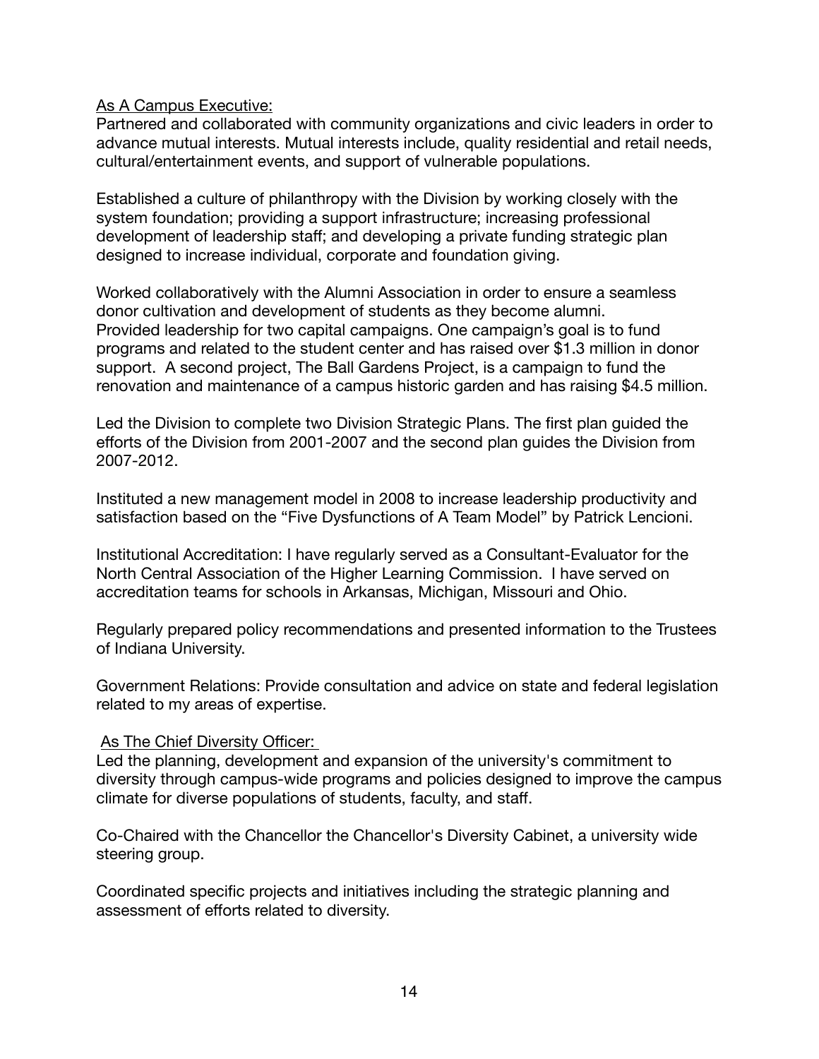<u>As A Campus Executive:</u>
Partnered and collaborated with community organizations and civic leaders in order to advance mutual interests. Mutual interests include, quality residential and retail needs, cultural/entertainment events, and support of vulnerable populations.

Established a culture of philanthropy with the Division by working closely with the system foundation; providing a support infrastructure; increasing professional development of leadership staff; and developing a private funding strategic plan designed to increase individual, corporate and foundation giving.

Worked collaboratively with the Alumni Association in order to ensure a seamless donor cultivation and development of students as they become alumni.
Provided leadership for two capital campaigns. One campaign's goal is to fund programs and related to the student center and has raised over $1.3 million in donor support. A second project, The Ball Gardens Project, is a campaign to fund the renovation and maintenance of a campus historic garden and has raising $4.5 million.

Led the Division to complete two Division Strategic Plans. The first plan guided the efforts of the Division from 2001-2007 and the second plan guides the Division from 2007-2012.

Instituted a new management model in 2008 to increase leadership productivity and satisfaction based on the "Five Dysfunctions of A Team Model" by Patrick Lencioni.

Institutional Accreditation: I have regularly served as a Consultant-Evaluator for the North Central Association of the Higher Learning Commission. I have served on accreditation teams for schools in Arkansas, Michigan, Missouri and Ohio.

Regularly prepared policy recommendations and presented information to the Trustees of Indiana University.

Government Relations: Provide consultation and advice on state and federal legislation related to my areas of expertise.

<u>As The Chief Diversity Officer:</u>
Led the planning, development and expansion of the university's commitment to diversity through campus-wide programs and policies designed to improve the campus climate for diverse populations of students, faculty, and staff.

Co-Chaired with the Chancellor the Chancellor's Diversity Cabinet, a university wide steering group.

Coordinated specific projects and initiatives including the strategic planning and assessment of efforts related to diversity.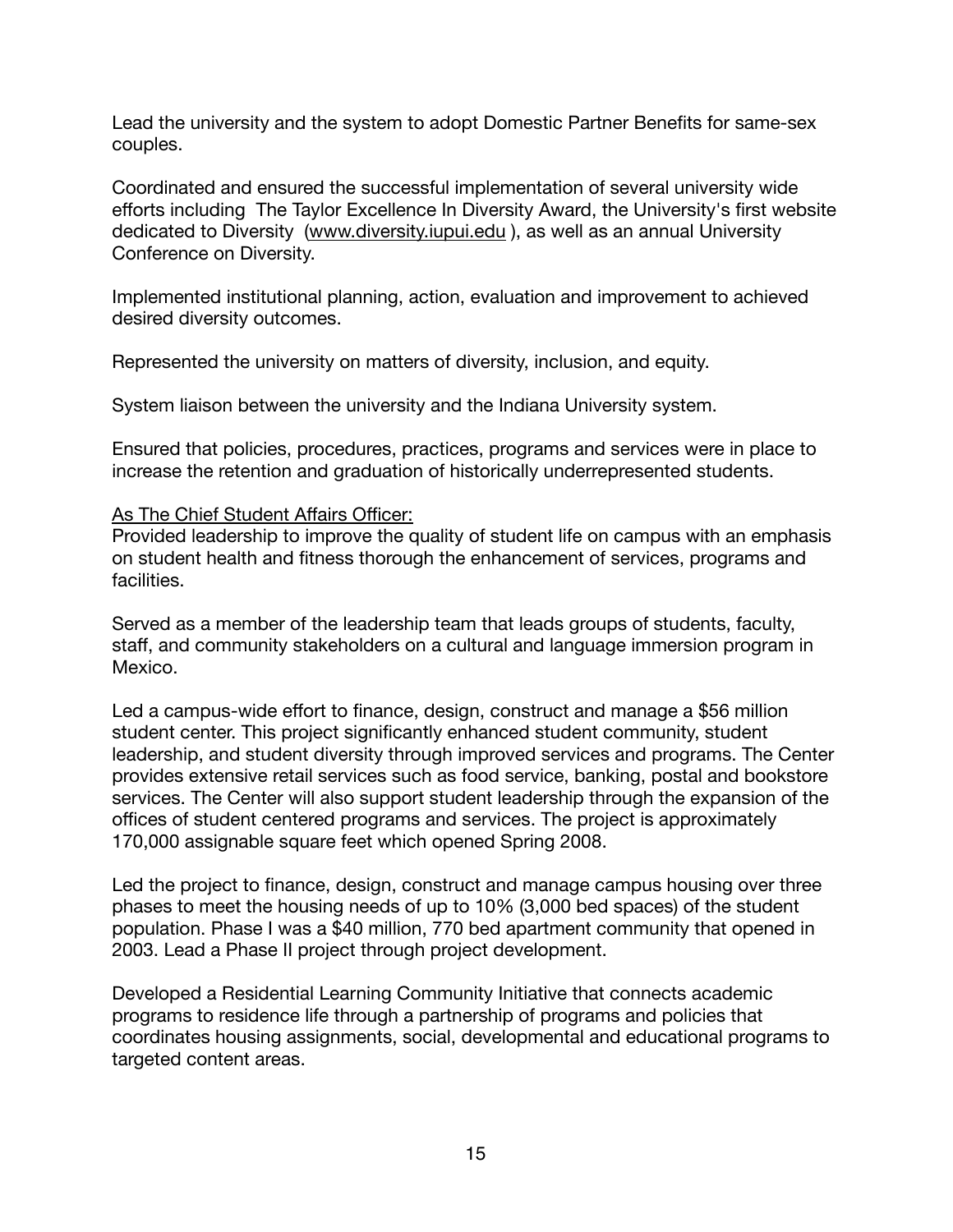Lead the university and the system to adopt Domestic Partner Benefits for same-sex couples.

Coordinated and ensured the successful implementation of several university wide efforts including The Taylor Excellence In Diversity Award, the University's first website dedicated to Diversity (www.diversity.iupui.edu ), as well as an annual University Conference on Diversity.

Implemented institutional planning, action, evaluation and improvement to achieved desired diversity outcomes.

Represented the university on matters of diversity, inclusion, and equity.

System liaison between the university and the Indiana University system.

Ensured that policies, procedures, practices, programs and services were in place to increase the retention and graduation of historically underrepresented students.

<u>As The Chief Student Affairs Officer:</u>
Provided leadership to improve the quality of student life on campus with an emphasis on student health and fitness thorough the enhancement of services, programs and facilities.

Served as a member of the leadership team that leads groups of students, faculty, staff, and community stakeholders on a cultural and language immersion program in Mexico.

Led a campus-wide effort to finance, design, construct and manage a $56 million student center. This project significantly enhanced student community, student leadership, and student diversity through improved services and programs. The Center provides extensive retail services such as food service, banking, postal and bookstore services. The Center will also support student leadership through the expansion of the offices of student centered programs and services. The project is approximately 170,000 assignable square feet which opened Spring 2008.

Led the project to finance, design, construct and manage campus housing over three phases to meet the housing needs of up to 10% (3,000 bed spaces) of the student population. Phase I was a $40 million, 770 bed apartment community that opened in 2003. Lead a Phase II project through project development.

Developed a Residential Learning Community Initiative that connects academic programs to residence life through a partnership of programs and policies that coordinates housing assignments, social, developmental and educational programs to targeted content areas.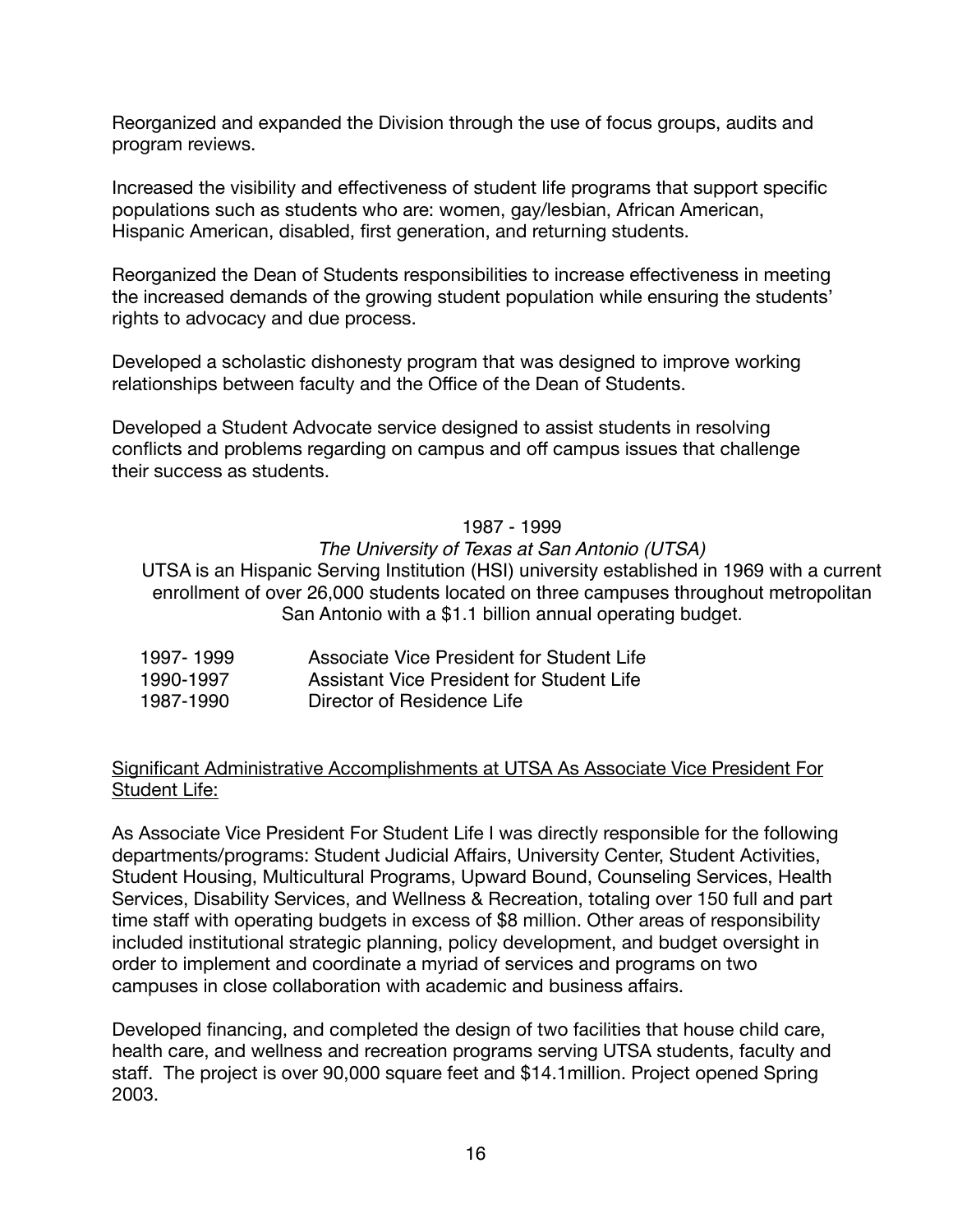Reorganized and expanded the Division through the use of focus groups, audits and program reviews.

Increased the visibility and effectiveness of student life programs that support specific populations such as students who are: women, gay/lesbian, African American, Hispanic American, disabled, first generation, and returning students.

Reorganized the Dean of Students responsibilities to increase effectiveness in meeting the increased demands of the growing student population while ensuring the students' rights to advocacy and due process.

Developed a scholastic dishonesty program that was designed to improve working relationships between faculty and the Office of the Dean of Students.

Developed a Student Advocate service designed to assist students in resolving conflicts and problems regarding on campus and off campus issues that challenge their success as students.

1987 - 1999

*The University of Texas at San Antonio (UTSA)*

UTSA is an Hispanic Serving Institution (HSI) university established in 1969 with a current enrollment of over 26,000 students located on three campuses throughout metropolitan San Antonio with a $1.1 billion annual operating budget.

| | |
|---|---|
| 1997- 1999 | Associate Vice President for Student Life |
| 1990-1997 | Assistant Vice President for Student Life |
| 1987-1990 | Director of Residence Life |

<u>Significant Administrative Accomplishments at UTSA As Associate Vice President For Student Life:</u>

As Associate Vice President For Student Life I was directly responsible for the following departments/programs: Student Judicial Affairs, University Center, Student Activities, Student Housing, Multicultural Programs, Upward Bound, Counseling Services, Health Services, Disability Services, and Wellness & Recreation, totaling over 150 full and part time staff with operating budgets in excess of $8 million. Other areas of responsibility included institutional strategic planning, policy development, and budget oversight in order to implement and coordinate a myriad of services and programs on two campuses in close collaboration with academic and business affairs.

Developed financing, and completed the design of two facilities that house child care, health care, and wellness and recreation programs serving UTSA students, faculty and staff. The project is over 90,000 square feet and $14.1million. Project opened Spring 2003.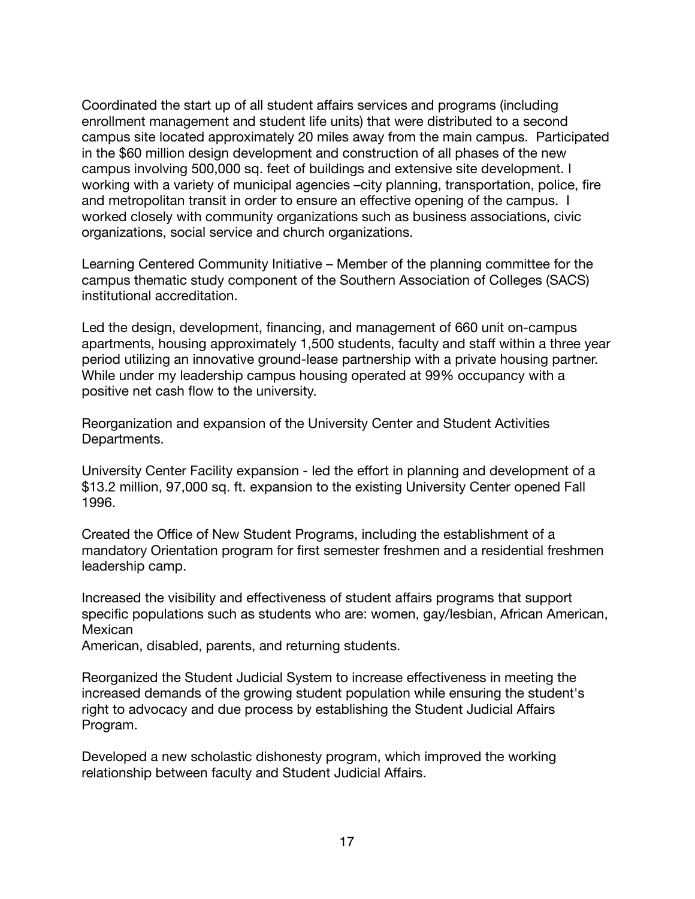Coordinated the start up of all student affairs services and programs (including enrollment management and student life units) that were distributed to a second campus site located approximately 20 miles away from the main campus. Participated in the $60 million design development and construction of all phases of the new campus involving 500,000 sq. feet of buildings and extensive site development. I working with a variety of municipal agencies –city planning, transportation, police, fire and metropolitan transit in order to ensure an effective opening of the campus. I worked closely with community organizations such as business associations, civic organizations, social service and church organizations.

Learning Centered Community Initiative – Member of the planning committee for the campus thematic study component of the Southern Association of Colleges (SACS) institutional accreditation.

Led the design, development, financing, and management of 660 unit on-campus apartments, housing approximately 1,500 students, faculty and staff within a three year period utilizing an innovative ground-lease partnership with a private housing partner. While under my leadership campus housing operated at 99% occupancy with a positive net cash flow to the university.

Reorganization and expansion of the University Center and Student Activities Departments.

University Center Facility expansion - led the effort in planning and development of a $13.2 million, 97,000 sq. ft. expansion to the existing University Center opened Fall 1996.

Created the Office of New Student Programs, including the establishment of a mandatory Orientation program for first semester freshmen and a residential freshmen leadership camp.

Increased the visibility and effectiveness of student affairs programs that support specific populations such as students who are: women, gay/lesbian, African American, Mexican
American, disabled, parents, and returning students.

Reorganized the Student Judicial System to increase effectiveness in meeting the increased demands of the growing student population while ensuring the student's right to advocacy and due process by establishing the Student Judicial Affairs Program.

Developed a new scholastic dishonesty program, which improved the working relationship between faculty and Student Judicial Affairs.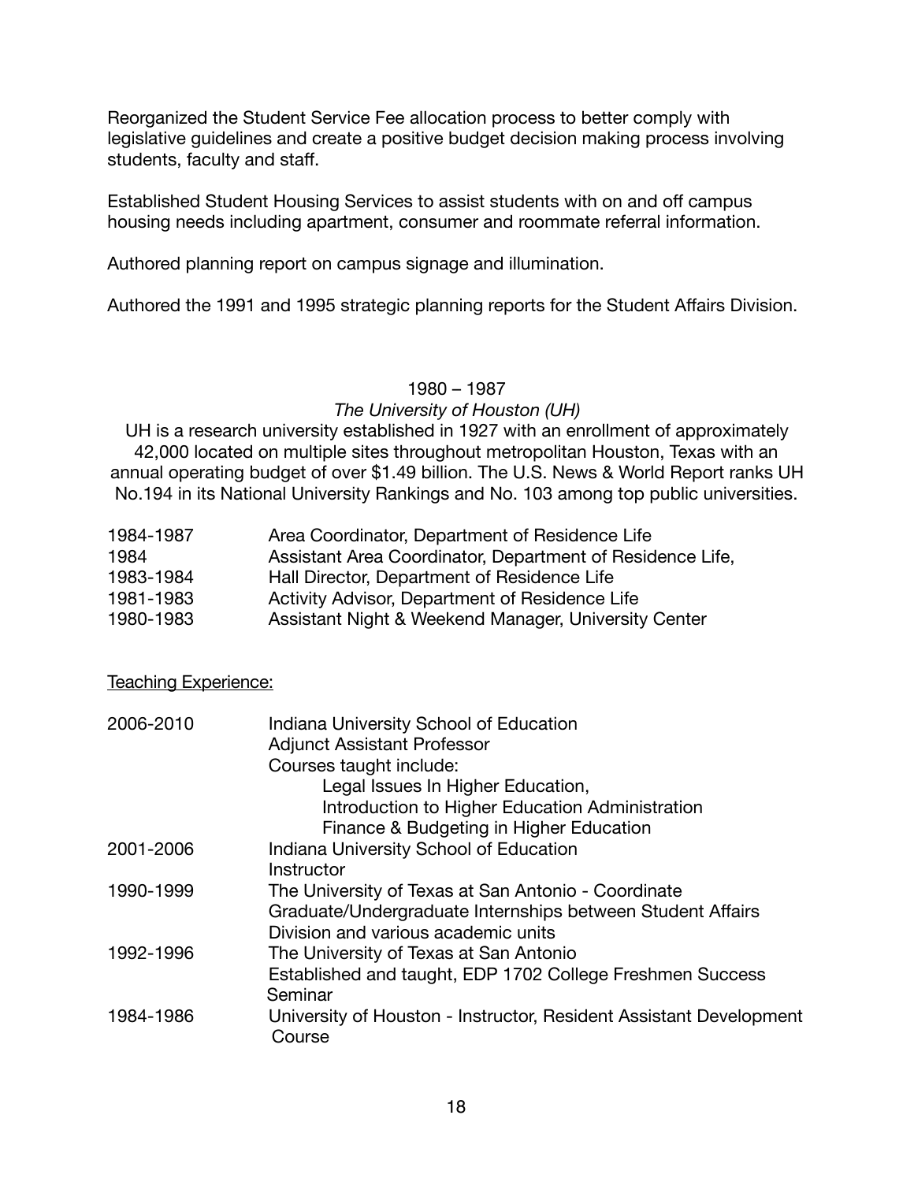Reorganized the Student Service Fee allocation process to better comply with legislative guidelines and create a positive budget decision making process involving students, faculty and staff.

Established Student Housing Services to assist students with on and off campus housing needs including apartment, consumer and roommate referral information.

Authored planning report on campus signage and illumination.

Authored the 1991 and 1995 strategic planning reports for the Student Affairs Division.

1980 – 1987

*The University of Houston (UH)*

UH is a research university established in 1927 with an enrollment of approximately 42,000 located on multiple sites throughout metropolitan Houston, Texas with an annual operating budget of over $1.49 billion. The U.S. News & World Report ranks UH No.194 in its National University Rankings and No. 103 among top public universities.

| | |
|---|---|
| 1984-1987 | Area Coordinator, Department of Residence Life |
| 1984 | Assistant Area Coordinator, Department of Residence Life, |
| 1983-1984 | Hall Director, Department of Residence Life |
| 1981-1983 | Activity Advisor, Department of Residence Life |
| 1980-1983 | Assistant Night & Weekend Manager, University Center |

<u>Teaching Experience:</u>

| | |
|---|---|
| 2006-2010 | Indiana University School of Education<br>Adjunct Assistant Professor<br>Courses taught include:<br>Legal Issues In Higher Education,<br>Introduction to Higher Education Administration<br>Finance & Budgeting in Higher Education |
| 2001-2006 | Indiana University School of Education<br>Instructor |
| 1990-1999 | The University of Texas at San Antonio - Coordinate Graduate/Undergraduate Internships between Student Affairs Division and various academic units |
| 1992-1996 | The University of Texas at San Antonio<br>Established and taught, EDP 1702 College Freshmen Success Seminar |
| 1984-1986 | University of Houston - Instructor, Resident Assistant Development Course |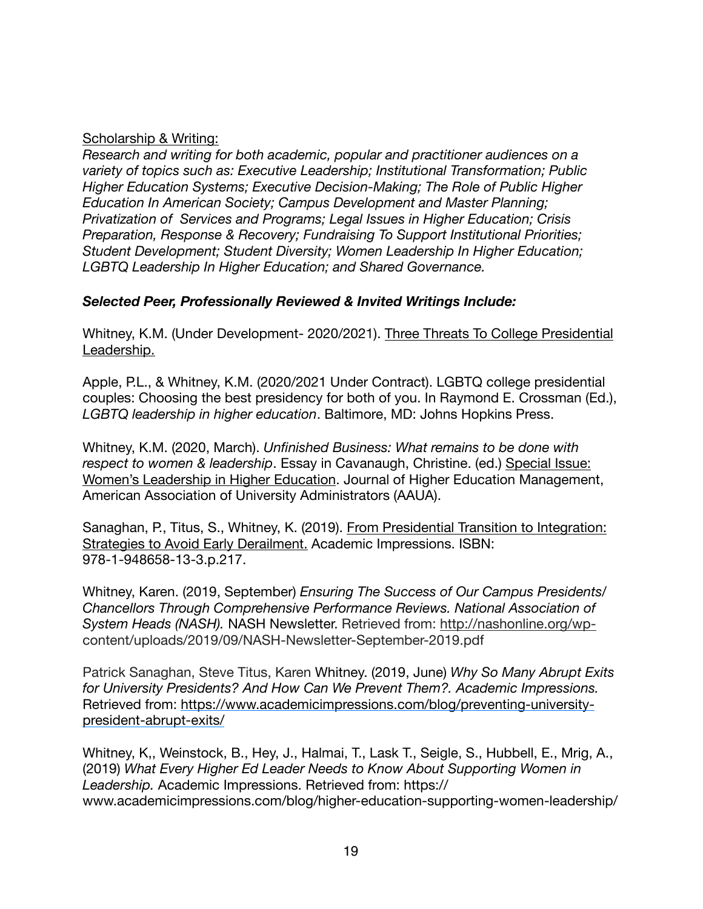<u>Scholarship & Writing:</u>

*Research and writing for both academic, popular and practitioner audiences on a variety of topics such as: Executive Leadership; Institutional Transformation; Public Higher Education Systems; Executive Decision-Making; The Role of Public Higher Education In American Society; Campus Development and Master Planning; Privatization of Services and Programs; Legal Issues in Higher Education; Crisis Preparation, Response & Recovery; Fundraising To Support Institutional Priorities; Student Development; Student Diversity; Women Leadership In Higher Education; LGBTQ Leadership In Higher Education; and Shared Governance.*

***Selected Peer, Professionally Reviewed & Invited Writings Include:***

Whitney, K.M. (Under Development- 2020/2021). <u>Three Threats To College Presidential Leadership.</u>

Apple, P.L., & Whitney, K.M. (2020/2021 Under Contract). LGBTQ college presidential couples: Choosing the best presidency for both of you. In Raymond E. Crossman (Ed.), *LGBTQ leadership in higher education*. Baltimore, MD: Johns Hopkins Press.

Whitney, K.M. (2020, March). *Unfinished Business: What remains to be done with respect to women & leadership*. Essay in Cavanaugh, Christine. (ed.) <u>Special Issue: Women's Leadership in Higher Education</u>. Journal of Higher Education Management, American Association of University Administrators (AAUA).

Sanaghan, P., Titus, S., Whitney, K. (2019). <u>From Presidential Transition to Integration: Strategies to Avoid Early Derailment.</u> Academic Impressions. ISBN: 978-1-948658-13-3.p.217.

Whitney, Karen. (2019, September) *Ensuring The Success of Our Campus Presidents/Chancellors Through Comprehensive Performance Reviews. National Association of System Heads (NASH).* NASH Newsletter. Retrieved from: http://nashonline.org/wp-content/uploads/2019/09/NASH-Newsletter-September-2019.pdf

Patrick Sanaghan, Steve Titus, Karen Whitney. (2019, June) *Why So Many Abrupt Exits for University Presidents? And How Can We Prevent Them?. Academic Impressions.* Retrieved from: https://www.academicimpressions.com/blog/preventing-university-president-abrupt-exits/

Whitney, K,, Weinstock, B., Hey, J., Halmai, T., Lask T., Seigle, S., Hubbell, E., Mrig, A., (2019) *What Every Higher Ed Leader Needs to Know About Supporting Women in Leadership.* Academic Impressions. Retrieved from: https://www.academicimpressions.com/blog/higher-education-supporting-women-leadership/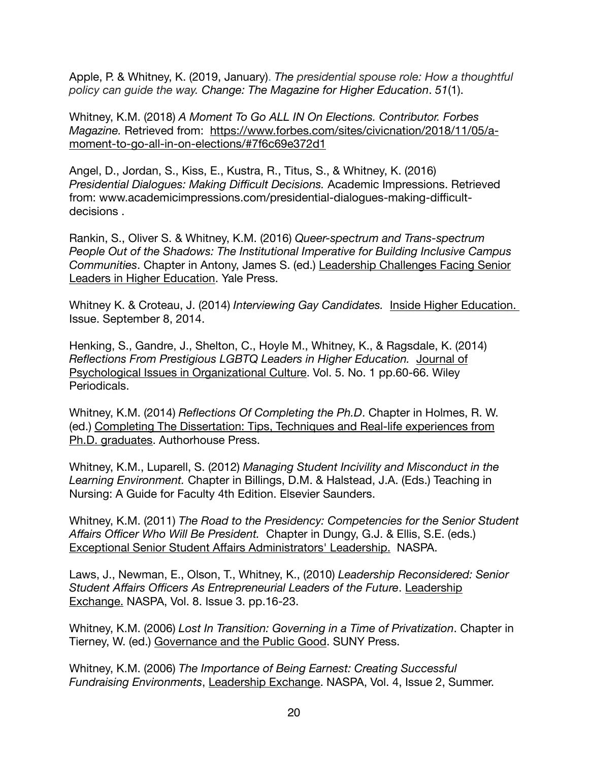Apple, P. & Whitney, K. (2019, January). *The presidential spouse role: How a thoughtful policy can guide the way. Change: The Magazine for Higher Education*. *51*(1).

Whitney, K.M. (2018) *A Moment To Go ALL IN On Elections. Contributor. Forbes Magazine.* Retrieved from: https://www.forbes.com/sites/civicnation/2018/11/05/a-moment-to-go-all-in-on-elections/#7f6c69e372d1

Angel, D., Jordan, S., Kiss, E., Kustra, R., Titus, S., & Whitney, K. (2016) *Presidential Dialogues: Making Difficult Decisions.* Academic Impressions. Retrieved from: www.academicimpressions.com/presidential-dialogues-making-difficult-decisions .

Rankin, S., Oliver S. & Whitney, K.M. (2016) *Queer-spectrum and Trans-spectrum People Out of the Shadows: The Institutional Imperative for Building Inclusive Campus Communities*. Chapter in Antony, James S. (ed.) Leadership Challenges Facing Senior Leaders in Higher Education. Yale Press.

Whitney K. & Croteau, J. (2014) *Interviewing Gay Candidates.* Inside Higher Education. Issue. September 8, 2014.

Henking, S., Gandre, J., Shelton, C., Hoyle M., Whitney, K., & Ragsdale, K. (2014) *Reflections From Prestigious LGBTQ Leaders in Higher Education.* Journal of Psychological Issues in Organizational Culture. Vol. 5. No. 1 pp.60-66. Wiley Periodicals.

Whitney, K.M. (2014) *Reflections Of Completing the Ph.D*. Chapter in Holmes, R. W. (ed.) Completing The Dissertation: Tips, Techniques and Real-life experiences from Ph.D. graduates. Authorhouse Press.

Whitney, K.M., Luparell, S. (2012) *Managing Student Incivility and Misconduct in the Learning Environment.* Chapter in Billings, D.M. & Halstead, J.A. (Eds.) Teaching in Nursing: A Guide for Faculty 4th Edition. Elsevier Saunders.

Whitney, K.M. (2011) *The Road to the Presidency: Competencies for the Senior Student Affairs Officer Who Will Be President.* Chapter in Dungy, G.J. & Ellis, S.E. (eds.) Exceptional Senior Student Affairs Administrators' Leadership. NASPA.

Laws, J., Newman, E., Olson, T., Whitney, K., (2010) *Leadership Reconsidered: Senior Student Affairs Officers As Entrepreneurial Leaders of the Future*. Leadership Exchange. NASPA, Vol. 8. Issue 3. pp.16-23.

Whitney, K.M. (2006) *Lost In Transition: Governing in a Time of Privatization*. Chapter in Tierney, W. (ed.) Governance and the Public Good. SUNY Press.

Whitney, K.M. (2006) *The Importance of Being Earnest: Creating Successful Fundraising Environments*, Leadership Exchange. NASPA, Vol. 4, Issue 2, Summer.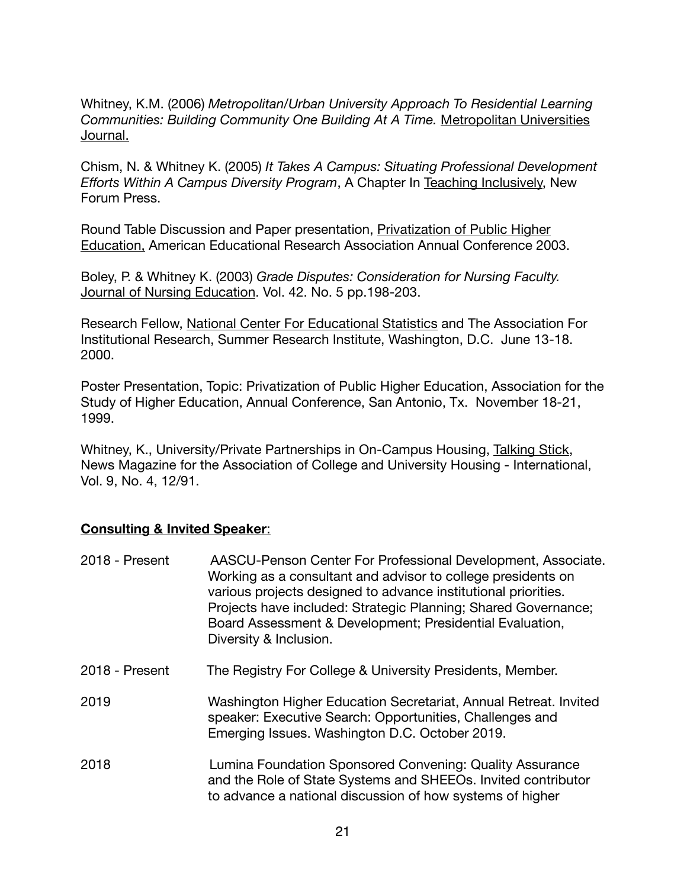Whitney, K.M. (2006) *Metropolitan/Urban University Approach To Residential Learning Communities: Building Community One Building At A Time.* <u>Metropolitan Universities Journal.</u>

Chism, N. & Whitney K. (2005) *It Takes A Campus: Situating Professional Development Efforts Within A Campus Diversity Program*, A Chapter In <u>Teaching Inclusively</u>, New Forum Press.

Round Table Discussion and Paper presentation, <u>Privatization of Public Higher Education,</u> American Educational Research Association Annual Conference 2003.

Boley, P. & Whitney K. (2003) *Grade Disputes: Consideration for Nursing Faculty.* <u>Journal of Nursing Education</u>. Vol. 42. No. 5 pp.198-203.

Research Fellow, <u>National Center For Educational Statistics</u> and The Association For Institutional Research, Summer Research Institute, Washington, D.C. June 13-18. 2000.

Poster Presentation, Topic: Privatization of Public Higher Education, Association for the Study of Higher Education, Annual Conference, San Antonio, Tx. November 18-21, 1999.

Whitney, K., University/Private Partnerships in On-Campus Housing, <u>Talking Stick</u>, News Magazine for the Association of College and University Housing - International, Vol. 9, No. 4, 12/91.

**<u>Consulting & Invited Speaker</u>**:

| | |
|---|---|
| 2018 - Present | AASCU-Penson Center For Professional Development, Associate. Working as a consultant and advisor to college presidents on various projects designed to advance institutional priorities. Projects have included: Strategic Planning; Shared Governance; Board Assessment & Development; Presidential Evaluation, Diversity & Inclusion. |
| 2018 - Present | The Registry For College & University Presidents, Member. |
| 2019 | Washington Higher Education Secretariat, Annual Retreat. Invited speaker: Executive Search: Opportunities, Challenges and Emerging Issues. Washington D.C. October 2019. |
| 2018 | Lumina Foundation Sponsored Convening: Quality Assurance and the Role of State Systems and SHEEOs. Invited contributor to advance a national discussion of how systems of higher |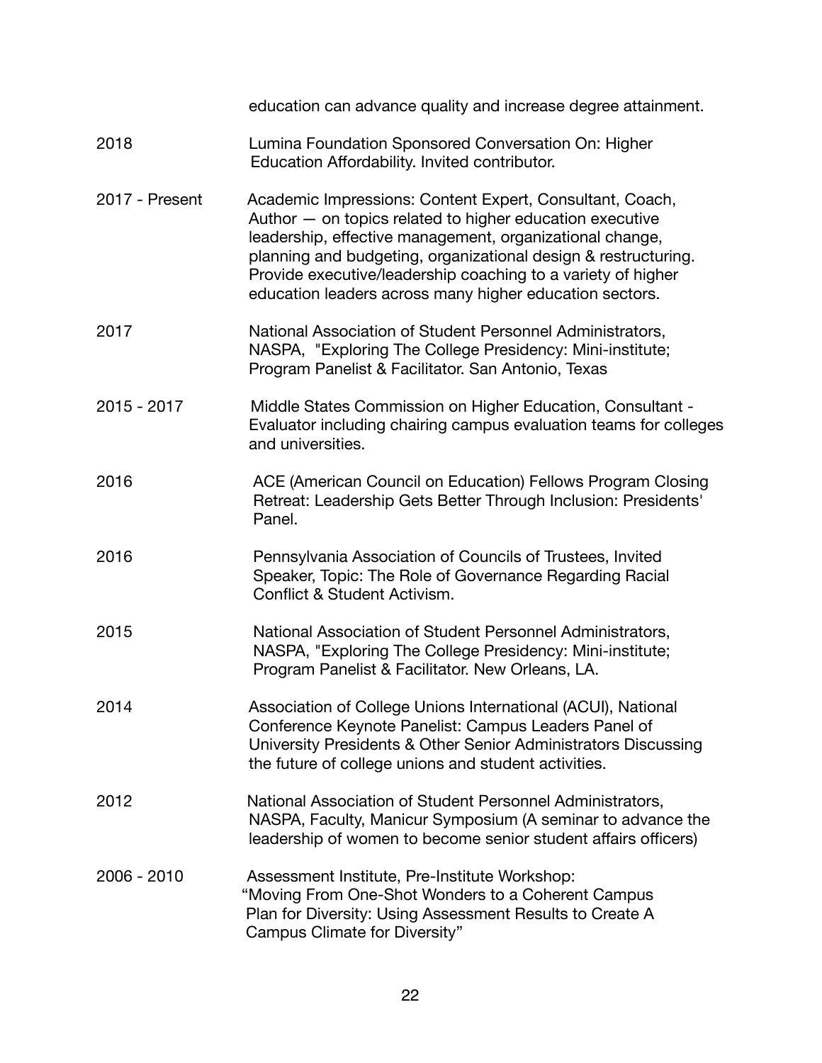education can advance quality and increase degree attainment.

| | |
|---|---|
| 2018 | Lumina Foundation Sponsored Conversation On: Higher Education Affordability. Invited contributor. |
| 2017 - Present | Academic Impressions: Content Expert, Consultant, Coach, Author — on topics related to higher education executive leadership, effective management, organizational change, planning and budgeting, organizational design & restructuring. Provide executive/leadership coaching to a variety of higher education leaders across many higher education sectors. |
| 2017 | National Association of Student Personnel Administrators, NASPA, "Exploring The College Presidency: Mini-institute; Program Panelist & Facilitator. San Antonio, Texas |
| 2015 - 2017 | Middle States Commission on Higher Education, Consultant - Evaluator including chairing campus evaluation teams for colleges and universities. |
| 2016 | ACE (American Council on Education) Fellows Program Closing Retreat: Leadership Gets Better Through Inclusion: Presidents' Panel. |
| 2016 | Pennsylvania Association of Councils of Trustees, Invited Speaker, Topic: The Role of Governance Regarding Racial Conflict & Student Activism. |
| 2015 | National Association of Student Personnel Administrators, NASPA, "Exploring The College Presidency: Mini-institute; Program Panelist & Facilitator. New Orleans, LA. |
| 2014 | Association of College Unions International (ACUI), National Conference Keynote Panelist: Campus Leaders Panel of University Presidents & Other Senior Administrators Discussing the future of college unions and student activities. |
| 2012 | National Association of Student Personnel Administrators, NASPA, Faculty, Manicur Symposium (A seminar to advance the leadership of women to become senior student affairs officers) |
| 2006 - 2010 | Assessment Institute, Pre-Institute Workshop: "Moving From One-Shot Wonders to a Coherent Campus Plan for Diversity: Using Assessment Results to Create A Campus Climate for Diversity" |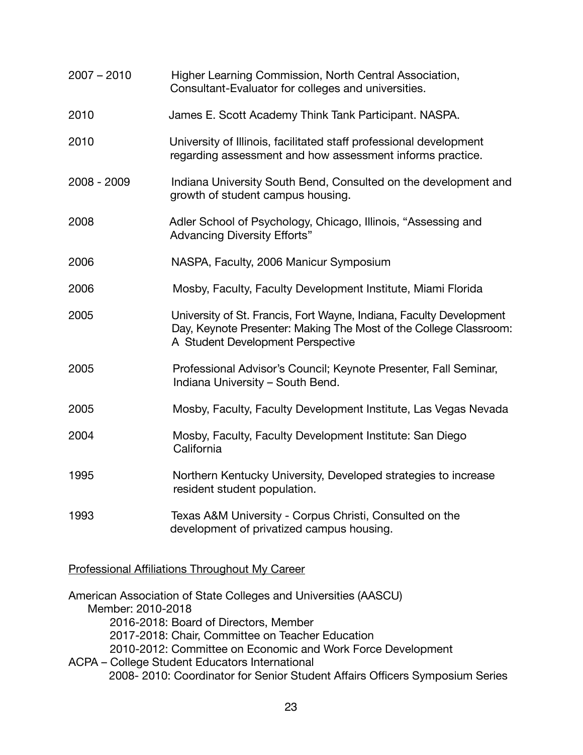| | |
|---|---|
| 2007 – 2010 | Higher Learning Commission, North Central Association, Consultant-Evaluator for colleges and universities. |
| 2010 | James E. Scott Academy Think Tank Participant. NASPA. |
| 2010 | University of Illinois, facilitated staff professional development regarding assessment and how assessment informs practice. |
| 2008 - 2009 | Indiana University South Bend, Consulted on the development and growth of student campus housing. |
| 2008 | Adler School of Psychology, Chicago, Illinois, "Assessing and Advancing Diversity Efforts" |
| 2006 | NASPA, Faculty, 2006 Manicur Symposium |
| 2006 | Mosby, Faculty, Faculty Development Institute, Miami Florida |
| 2005 | University of St. Francis, Fort Wayne, Indiana, Faculty Development Day, Keynote Presenter: Making The Most of the College Classroom: A Student Development Perspective |
| 2005 | Professional Advisor's Council; Keynote Presenter, Fall Seminar, Indiana University – South Bend. |
| 2005 | Mosby, Faculty, Faculty Development Institute, Las Vegas Nevada |
| 2004 | Mosby, Faculty, Faculty Development Institute: San Diego California |
| 1995 | Northern Kentucky University, Developed strategies to increase resident student population. |
| 1993 | Texas A&M University - Corpus Christi, Consulted on the development of privatized campus housing. |

<u>Professional Affiliations Throughout My Career</u>

American Association of State Colleges and Universities (AASCU)
- Member: 2010-2018
  - 2016-2018: Board of Directors, Member
  - 2017-2018: Chair, Committee on Teacher Education
  - 2010-2012: Committee on Economic and Work Force Development

ACPA – College Student Educators International
- 2008- 2010: Coordinator for Senior Student Affairs Officers Symposium Series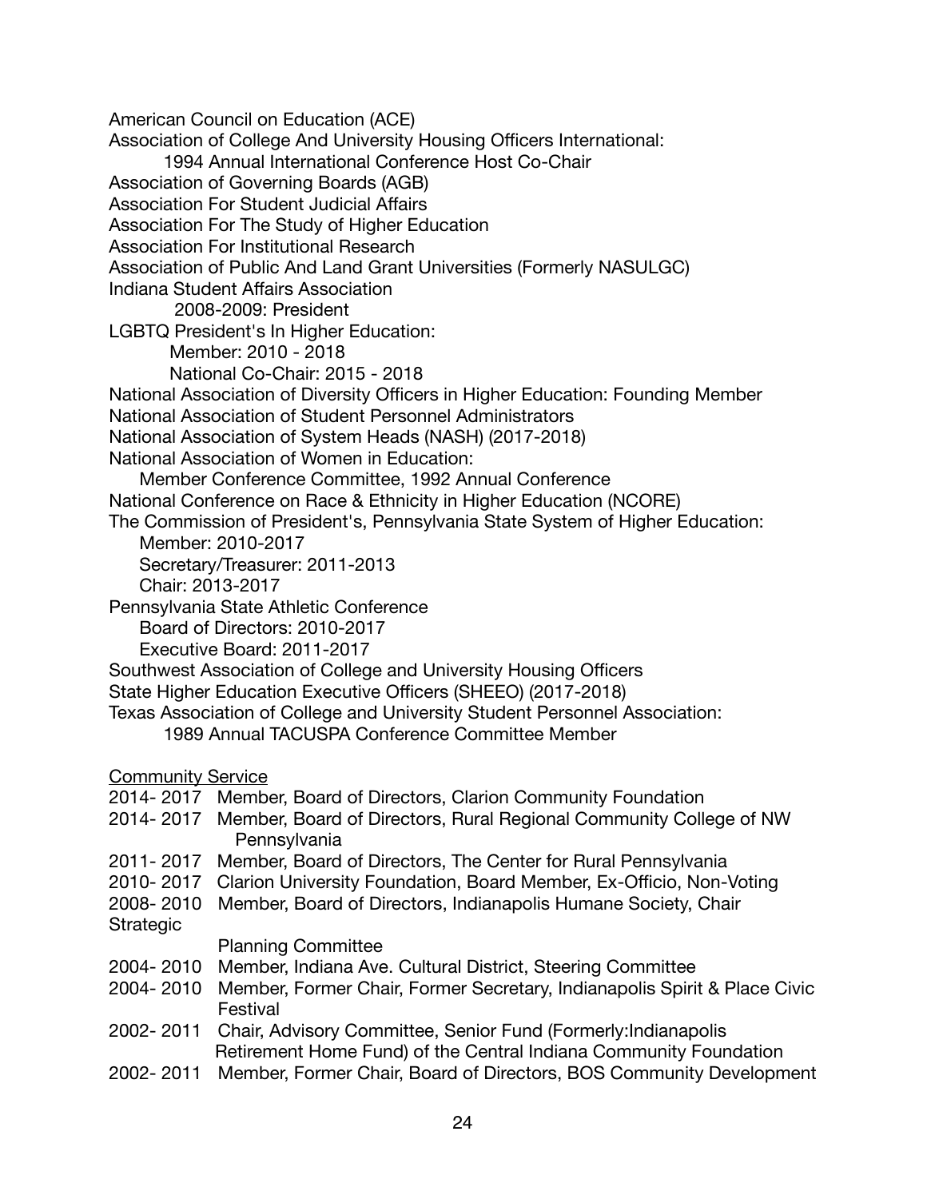American Council on Education (ACE)
Association of College And University Housing Officers International:
    1994 Annual International Conference Host Co-Chair
Association of Governing Boards (AGB)
Association For Student Judicial Affairs
Association For The Study of Higher Education
Association For Institutional Research
Association of Public And Land Grant Universities (Formerly NASULGC)
Indiana Student Affairs Association
    2008-2009: President
LGBTQ President's In Higher Education:
    Member: 2010 - 2018
    National Co-Chair: 2015 - 2018
National Association of Diversity Officers in Higher Education: Founding Member
National Association of Student Personnel Administrators
National Association of System Heads (NASH) (2017-2018)
National Association of Women in Education:
    Member Conference Committee, 1992 Annual Conference
National Conference on Race & Ethnicity in Higher Education (NCORE)
The Commission of President's, Pennsylvania State System of Higher Education:
    Member: 2010-2017
    Secretary/Treasurer: 2011-2013
    Chair: 2013-2017
Pennsylvania State Athletic Conference
    Board of Directors: 2010-2017
    Executive Board: 2011-2017
Southwest Association of College and University Housing Officers
State Higher Education Executive Officers (SHEEO) (2017-2018)
Texas Association of College and University Student Personnel Association:
    1989 Annual TACUSPA Conference Committee Member

<u>Community Service</u>

2014- 2017 Member, Board of Directors, Clarion Community Foundation
2014- 2017 Member, Board of Directors, Rural Regional Community College of NW Pennsylvania
2011- 2017 Member, Board of Directors, The Center for Rural Pennsylvania
2010- 2017 Clarion University Foundation, Board Member, Ex-Officio, Non-Voting
2008- 2010 Member, Board of Directors, Indianapolis Humane Society, Chair Strategic Planning Committee
2004- 2010 Member, Indiana Ave. Cultural District, Steering Committee
2004- 2010 Member, Former Chair, Former Secretary, Indianapolis Spirit & Place Civic Festival
2002- 2011 Chair, Advisory Committee, Senior Fund (Formerly:Indianapolis Retirement Home Fund) of the Central Indiana Community Foundation
2002- 2011 Member, Former Chair, Board of Directors, BOS Community Development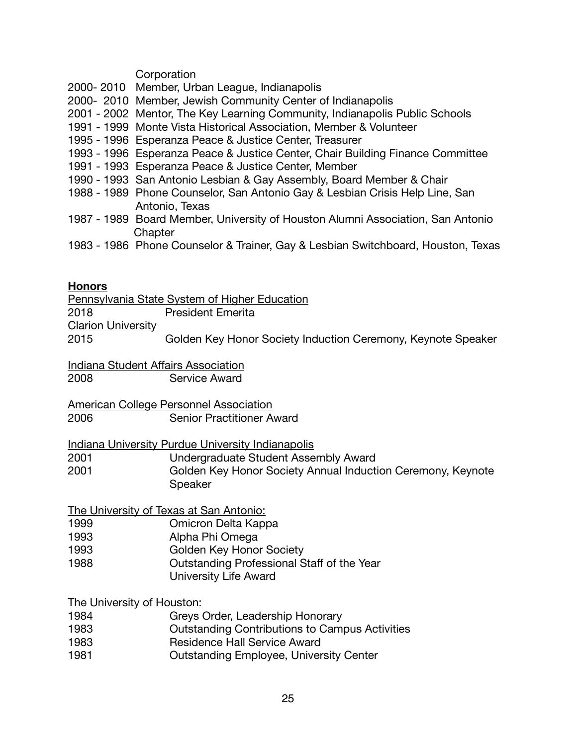Corporation

2000- 2010 Member, Urban League, Indianapolis
2000- 2010 Member, Jewish Community Center of Indianapolis
2001 - 2002 Mentor, The Key Learning Community, Indianapolis Public Schools
1991 - 1999 Monte Vista Historical Association, Member & Volunteer
1995 - 1996 Esperanza Peace & Justice Center, Treasurer
1993 - 1996 Esperanza Peace & Justice Center, Chair Building Finance Committee
1991 - 1993 Esperanza Peace & Justice Center, Member
1990 - 1993 San Antonio Lesbian & Gay Assembly, Board Member & Chair
1988 - 1989 Phone Counselor, San Antonio Gay & Lesbian Crisis Help Line, San Antonio, Texas
1987 - 1989 Board Member, University of Houston Alumni Association, San Antonio Chapter
1983 - 1986 Phone Counselor & Trainer, Gay & Lesbian Switchboard, Houston, Texas

**Honors**

Pennsylvania State System of Higher Education
2018 President Emerita

Clarion University
2015 Golden Key Honor Society Induction Ceremony, Keynote Speaker

Indiana Student Affairs Association
2008 Service Award

American College Personnel Association
2006 Senior Practitioner Award

Indiana University Purdue University Indianapolis
2001 Undergraduate Student Assembly Award
2001 Golden Key Honor Society Annual Induction Ceremony, Keynote Speaker

The University of Texas at San Antonio:
1999 Omicron Delta Kappa
1993 Alpha Phi Omega
1993 Golden Key Honor Society
1988 Outstanding Professional Staff of the Year
University Life Award

The University of Houston:
1984 Greys Order, Leadership Honorary
1983 Outstanding Contributions to Campus Activities
1983 Residence Hall Service Award
1981 Outstanding Employee, University Center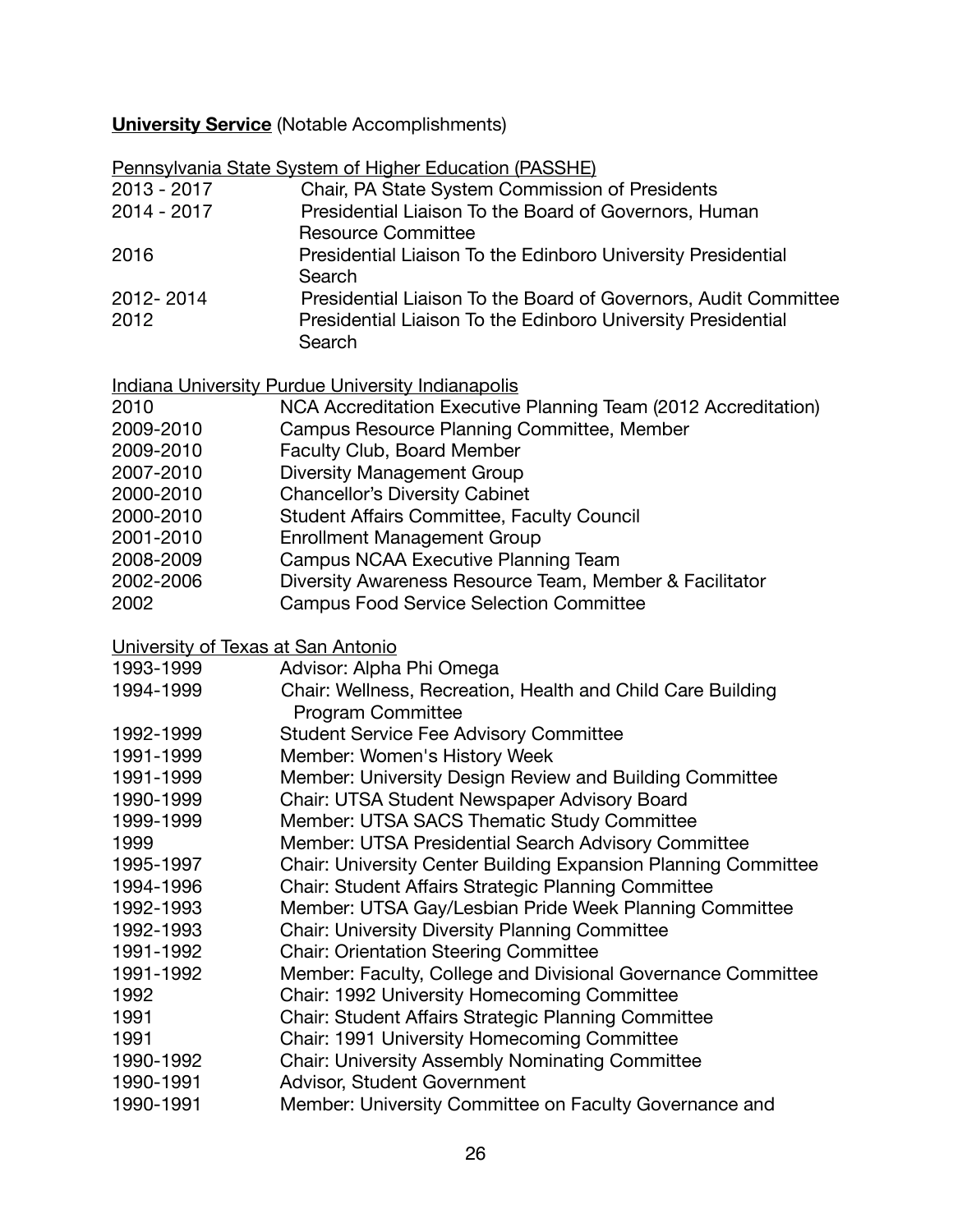**<u>University Service</u>** (Notable Accomplishments)

<u>Pennsylvania State System of Higher Education (PASSHE)</u>

| | |
|---|---|
| 2013 - 2017 | Chair, PA State System Commission of Presidents |
| 2014 - 2017 | Presidential Liaison To the Board of Governors, Human Resource Committee |
| 2016 | Presidential Liaison To the Edinboro University Presidential Search |
| 2012- 2014 | Presidential Liaison To the Board of Governors, Audit Committee |
| 2012 | Presidential Liaison To the Edinboro University Presidential Search |

<u>Indiana University Purdue University Indianapolis</u>

| | |
|---|---|
| 2010 | NCA Accreditation Executive Planning Team (2012 Accreditation) |
| 2009-2010 | Campus Resource Planning Committee, Member |
| 2009-2010 | Faculty Club, Board Member |
| 2007-2010 | Diversity Management Group |
| 2000-2010 | Chancellor's Diversity Cabinet |
| 2000-2010 | Student Affairs Committee, Faculty Council |
| 2001-2010 | Enrollment Management Group |
| 2008-2009 | Campus NCAA Executive Planning Team |
| 2002-2006 | Diversity Awareness Resource Team, Member & Facilitator |
| 2002 | Campus Food Service Selection Committee |

<u>University of Texas at San Antonio</u>

| | |
|---|---|
| 1993-1999 | Advisor: Alpha Phi Omega |
| 1994-1999 | Chair: Wellness, Recreation, Health and Child Care Building Program Committee |
| 1992-1999 | Student Service Fee Advisory Committee |
| 1991-1999 | Member: Women's History Week |
| 1991-1999 | Member: University Design Review and Building Committee |
| 1990-1999 | Chair: UTSA Student Newspaper Advisory Board |
| 1999-1999 | Member: UTSA SACS Thematic Study Committee |
| 1999 | Member: UTSA Presidential Search Advisory Committee |
| 1995-1997 | Chair: University Center Building Expansion Planning Committee |
| 1994-1996 | Chair: Student Affairs Strategic Planning Committee |
| 1992-1993 | Member: UTSA Gay/Lesbian Pride Week Planning Committee |
| 1992-1993 | Chair: University Diversity Planning Committee |
| 1991-1992 | Chair: Orientation Steering Committee |
| 1991-1992 | Member: Faculty, College and Divisional Governance Committee |
| 1992 | Chair: 1992 University Homecoming Committee |
| 1991 | Chair: Student Affairs Strategic Planning Committee |
| 1991 | Chair: 1991 University Homecoming Committee |
| 1990-1992 | Chair: University Assembly Nominating Committee |
| 1990-1991 | Advisor, Student Government |
| 1990-1991 | Member: University Committee on Faculty Governance and |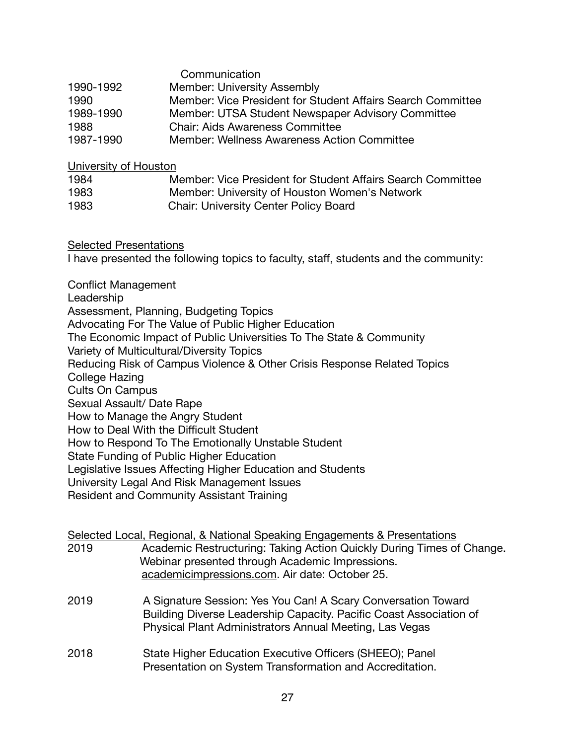| | Communication |
|---|---|
| 1990-1992 | Member: University Assembly |
| 1990 | Member: Vice President for Student Affairs Search Committee |
| 1989-1990 | Member: UTSA Student Newspaper Advisory Committee |
| 1988 | Chair: Aids Awareness Committee |
| 1987-1990 | Member: Wellness Awareness Action Committee |

<u>University of Houston</u>

| | |
|---|---|
| 1984 | Member: Vice President for Student Affairs Search Committee |
| 1983 | Member: University of Houston Women's Network |
| 1983 | Chair: University Center Policy Board |

<u>Selected Presentations</u>

I have presented the following topics to faculty, staff, students and the community:

Conflict Management
Leadership
Assessment, Planning, Budgeting Topics
Advocating For The Value of Public Higher Education
The Economic Impact of Public Universities To The State & Community
Variety of Multicultural/Diversity Topics
Reducing Risk of Campus Violence & Other Crisis Response Related Topics
College Hazing
Cults On Campus
Sexual Assault/ Date Rape
How to Manage the Angry Student
How to Deal With the Difficult Student
How to Respond To The Emotionally Unstable Student
State Funding of Public Higher Education
Legislative Issues Affecting Higher Education and Students
University Legal And Risk Management Issues
Resident and Community Assistant Training

<u>Selected Local, Regional, & National Speaking Engagements & Presentations</u>

| | |
|---|---|
| 2019 | Academic Restructuring: Taking Action Quickly During Times of Change. Webinar presented through Academic Impressions. academicimpressions.com. Air date: October 25. |
| 2019 | A Signature Session: Yes You Can! A Scary Conversation Toward Building Diverse Leadership Capacity. Pacific Coast Association of Physical Plant Administrators Annual Meeting, Las Vegas |
| 2018 | State Higher Education Executive Officers (SHEEO); Panel Presentation on System Transformation and Accreditation. |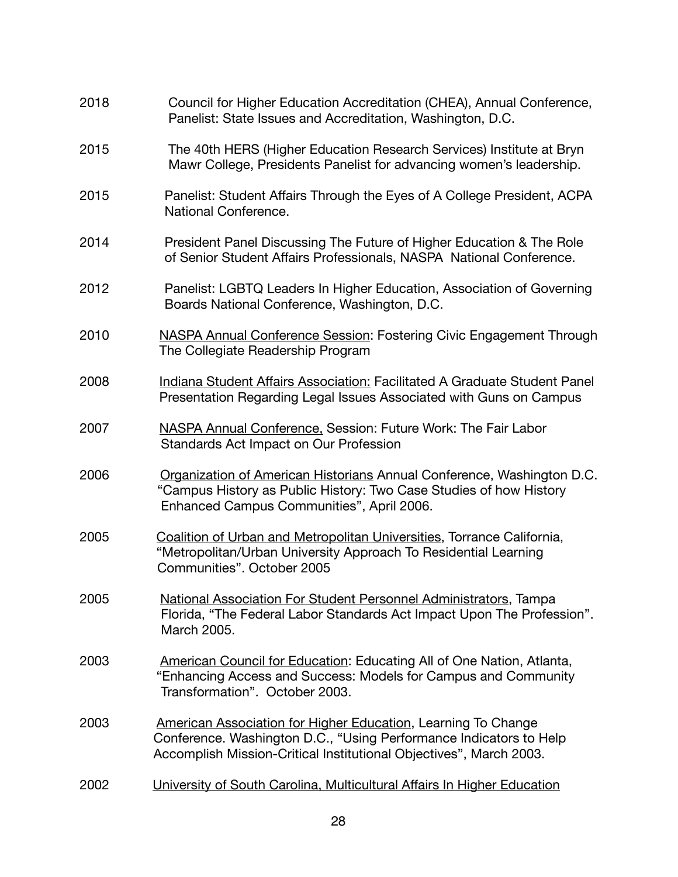2018 Council for Higher Education Accreditation (CHEA), Annual Conference, Panelist: State Issues and Accreditation, Washington, D.C.

2015 The 40th HERS (Higher Education Research Services) Institute at Bryn Mawr College, Presidents Panelist for advancing women's leadership.

2015 Panelist: Student Affairs Through the Eyes of A College President, ACPA National Conference.

2014 President Panel Discussing The Future of Higher Education & The Role of Senior Student Affairs Professionals, NASPA National Conference.

2012 Panelist: LGBTQ Leaders In Higher Education, Association of Governing Boards National Conference, Washington, D.C.

2010 <u>NASPA Annual Conference Session</u>: Fostering Civic Engagement Through The Collegiate Readership Program

2008 <u>Indiana Student Affairs Association:</u> Facilitated A Graduate Student Panel Presentation Regarding Legal Issues Associated with Guns on Campus

2007 <u>NASPA Annual Conference,</u> Session: Future Work: The Fair Labor Standards Act Impact on Our Profession

2006 <u>Organization of American Historians</u> Annual Conference, Washington D.C. "Campus History as Public History: Two Case Studies of how History Enhanced Campus Communities", April 2006.

2005 <u>Coalition of Urban and Metropolitan Universities</u>, Torrance California, "Metropolitan/Urban University Approach To Residential Learning Communities". October 2005

2005 <u>National Association For Student Personnel Administrators</u>, Tampa Florida, "The Federal Labor Standards Act Impact Upon The Profession". March 2005.

2003 <u>American Council for Education</u>: Educating All of One Nation, Atlanta, "Enhancing Access and Success: Models for Campus and Community Transformation". October 2003.

2003 <u>American Association for Higher Education</u>, Learning To Change Conference. Washington D.C., "Using Performance Indicators to Help Accomplish Mission-Critical Institutional Objectives", March 2003.

2002 <u>University of South Carolina, Multicultural Affairs In Higher Education</u>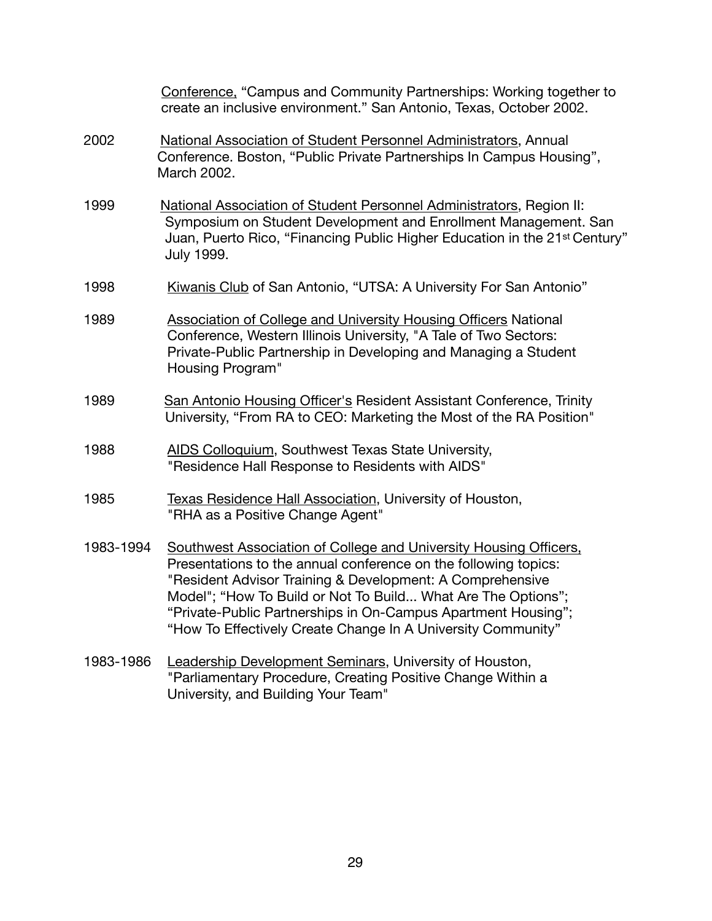Conference, "Campus and Community Partnerships: Working together to create an inclusive environment." San Antonio, Texas, October 2002.

2002 National Association of Student Personnel Administrators, Annual Conference. Boston, "Public Private Partnerships In Campus Housing", March 2002.

1999 National Association of Student Personnel Administrators, Region II: Symposium on Student Development and Enrollment Management. San Juan, Puerto Rico, "Financing Public Higher Education in the 21st Century" July 1999.

1998 Kiwanis Club of San Antonio, "UTSA: A University For San Antonio"

1989 Association of College and University Housing Officers National Conference, Western Illinois University, "A Tale of Two Sectors: Private-Public Partnership in Developing and Managing a Student Housing Program"

1989 San Antonio Housing Officer's Resident Assistant Conference, Trinity University, "From RA to CEO: Marketing the Most of the RA Position"

1988 AIDS Colloquium, Southwest Texas State University, "Residence Hall Response to Residents with AIDS"

1985 Texas Residence Hall Association, University of Houston, "RHA as a Positive Change Agent"

1983-1994 Southwest Association of College and University Housing Officers, Presentations to the annual conference on the following topics: "Resident Advisor Training & Development: A Comprehensive Model"; "How To Build or Not To Build... What Are The Options"; "Private-Public Partnerships in On-Campus Apartment Housing"; "How To Effectively Create Change In A University Community"

1983-1986 Leadership Development Seminars, University of Houston, "Parliamentary Procedure, Creating Positive Change Within a University, and Building Your Team"